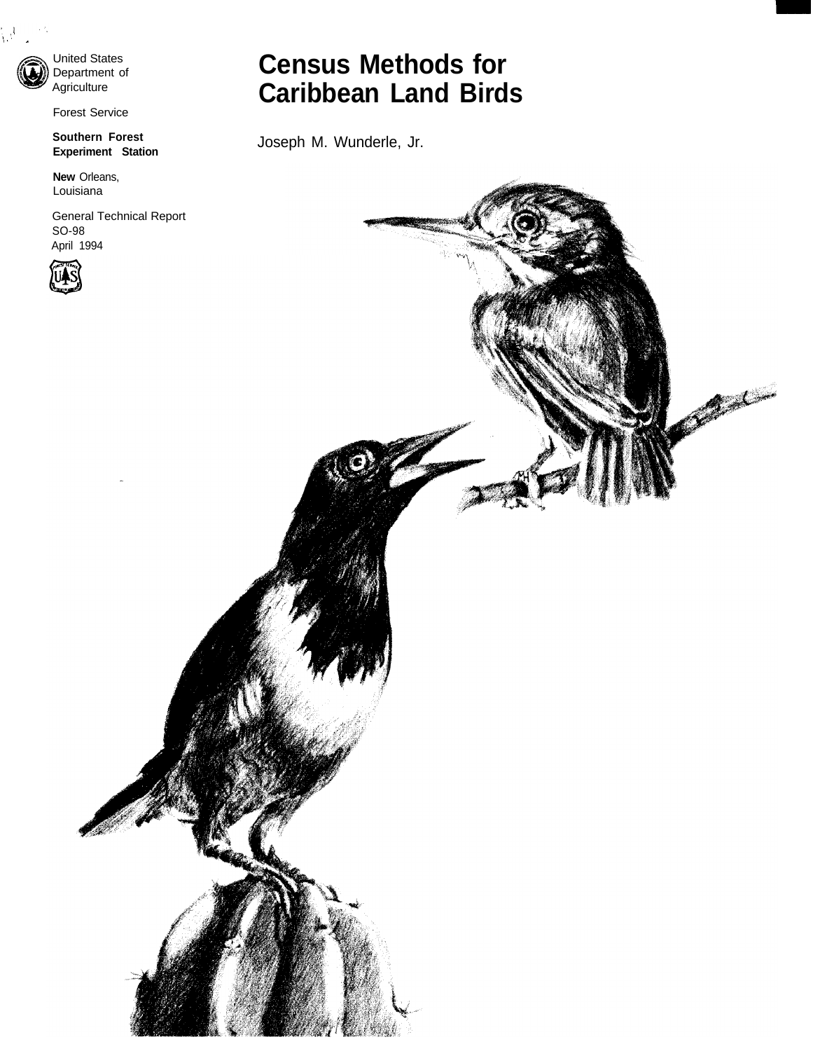United States Department of Agriculture

Forest Service

**Southern Forest Experiment Station**

**New** Orleans, Louisiana

General Technical Report SO-98

April 1994

# Census Methods for Caribbean Land Birds

Joseph M. Wunderle, Jr.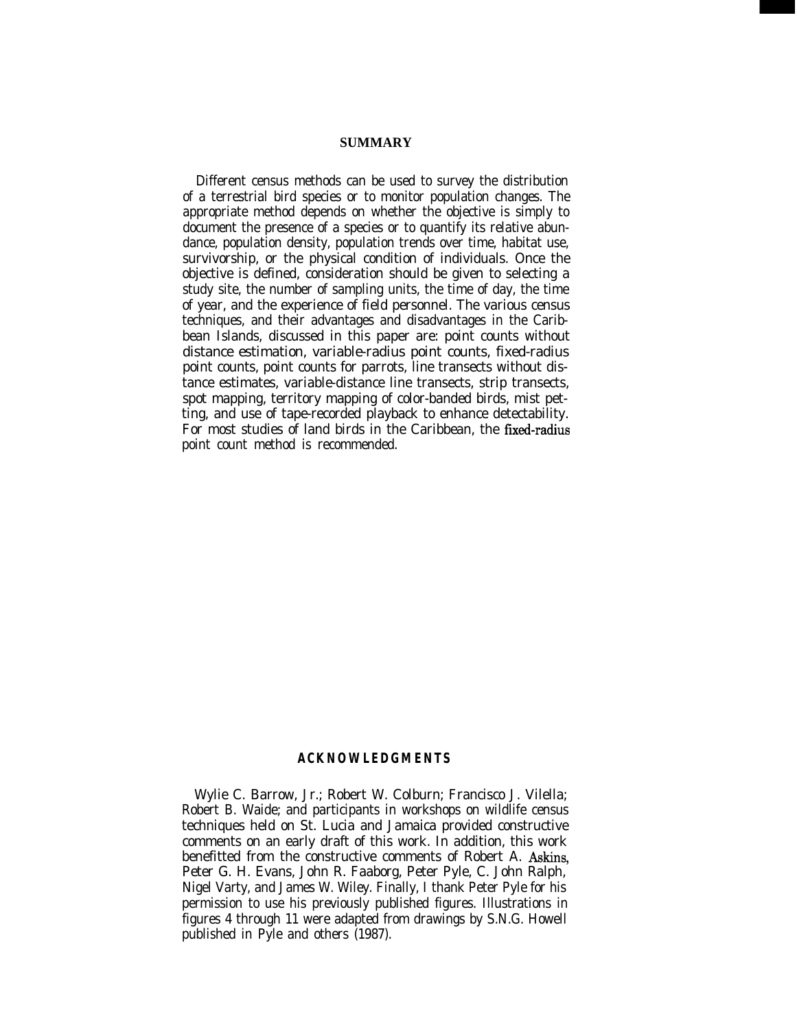## SUMMARY

Different census methods can be used to survey the distribution of a terrestrial bird species or to monitor population changes. The appropriate method depends on whether the objective is simply to document the presence of a species or to quantify its relative abundance, population density, population trends over time, habitat use, survivorship, or the physical condition of individuals. Once the objective is defined, consideration should be given to selecting a study site, the number of sampling units, the time of day, the time of year, and the experience of field personnel. The various census techniques, and their advantages and disadvantages in the Caribbean Islands, discussed in this paper are: point counts without distance estimation, variable-radius point counts, fixed-radius point counts, point counts for parrots, line transects without distance estimates, variable-distance line transects, strip transects, spot mapping, territory mapping of color-banded birds, mist petting, and use of tape-recorded playback to enhance detectability. For most studies of land birds in the Caribbean, the fixed-radius point count method is recommended.

## ACKNOWLEDGMENTS

Wylie C. Barrow, Jr.; Robert W. Colburn; Francisco J. Vilella; Robert B. Waide; and participants in workshops on wildlife census techniques held on St. Lucia and Jamaica provided constructive comments on an early draft of this work. In addition, this work benefitted from the constructive comments of Robert A. Askins, Peter G. H. Evans, John R. Faaborg, Peter Pyle, C. John Ralph, Nigel Varty, and James W. Wiley. Finally, I thank Peter Pyle for his permission to use his previously published figures. Illustrations in figures 4 through 11 were adapted from drawings by S.N.G. Howell published in Pyle and others (1987).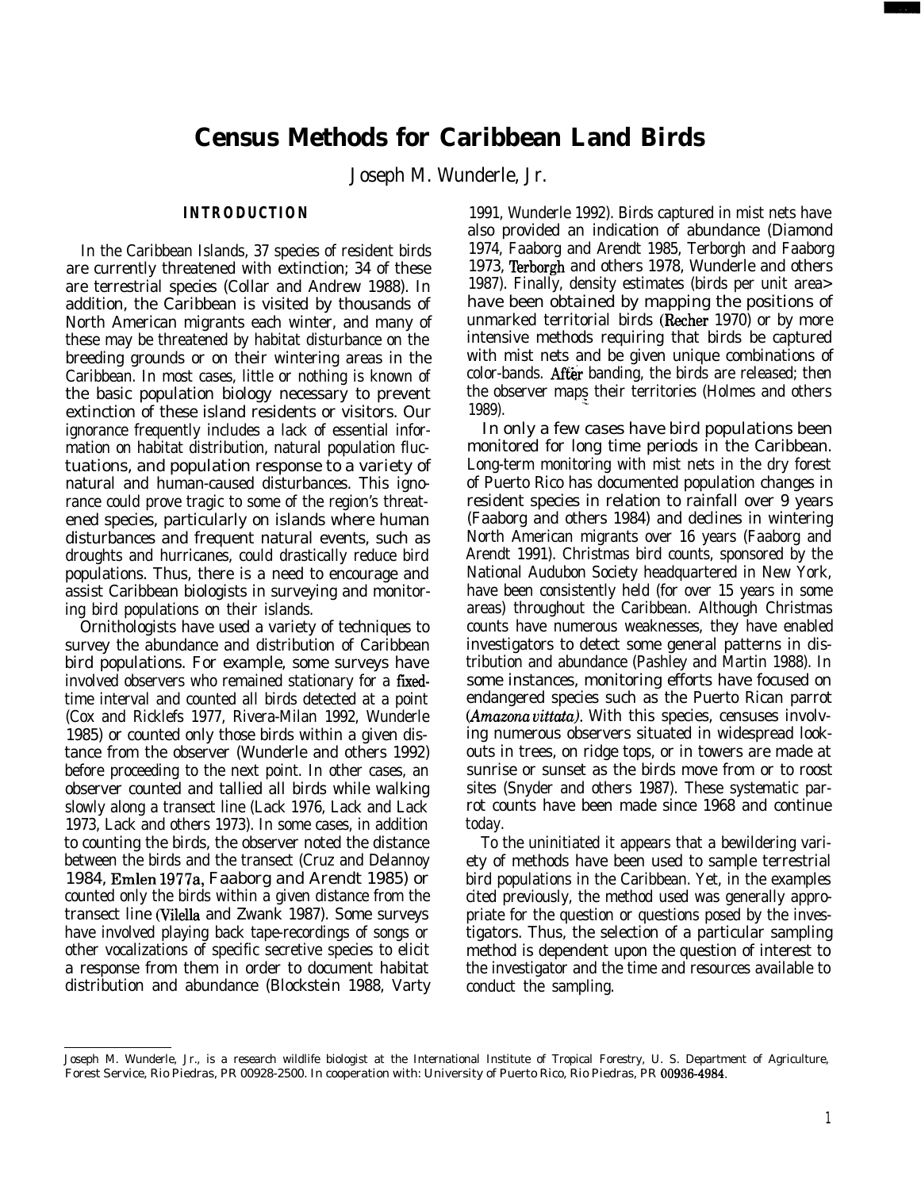# Census Methods for Caribbean Land Birds

Joseph M. Wunderle, Jr.

## INTRODUCTION

In the Caribbean Islands, 37 species of resident birds are currently threatened with extinction; 34 of these are terrestrial species (Collar and Andrew 1988). In addition, the Caribbean is visited by thousands of North American migrants each winter, and many of these may be threatened by habitat disturbance on the breeding grounds or on their wintering areas in the Caribbean. In most cases, little or nothing is known of the basic population biology necessary to prevent extinction of these island residents or visitors. Our ignorance frequently includes a lack of essential information on habitat distribution, natural population fluctuations, and population response to a variety of natural and human-caused disturbances. This ignorance could prove tragic to some of the region's threatened species, particularly on islands where human disturbances and frequent natural events, such as droughts and hurricanes, could drastically reduce bird populations. Thus, there is a need to encourage and assist Caribbean biologists in surveying and monitoring bird populations on their islands.

Ornithologists have used a variety of techniques to survey the abundance and distribution of Caribbean bird populations. For example, some surveys have involved observers who remained stationary for a fixed-time interval and counted all birds detected at a point (Cox and Ricklefs 1977, Rivera-Milan 1992, Wunderle 1985) or counted only those birds within a given distance from the observer (Wunderle and others 1992) before proceeding to the next point. In other cases, an observer counted and tallied all birds while walking slowly along a transect line (Lack 1976, Lack and Lack 1973, Lack and others 1973). In some cases, in addition to counting the birds, the observer noted the distance between the birds and the transect (Cruz and Delannoy 1984, Emlen 1977a, Faaborg and Arendt 1985) or counted only the birds within a given distance from the transect line (Vilella and Zwank 1987). Some surveys have involved playing back tape-recordings of songs or other vocalizations of specific secretive species to elicit a response from them in order to document habitat distribution and abundance (Blockstein 1988, Varty 1991, Wunderle 1992). Birds captured in mist nets have also provided an indication of abundance (Diamond 1974, Faaborg and Arendt 1985, Terborgh and Faaborg 1973, Terborgh and others 1978, Wunderle and others 1987). Finally, density estimates (birds per unit area> have been obtained by mapping the positions of unmarked territorial birds (Recher 1970) or by more intensive methods requiring that birds be captured with mist nets and be given unique combinations of color-bands. After banding, the birds are released; then the observer maps their territories (Holmes and others 1989).

In only a few cases have bird populations been monitored for long time periods in the Caribbean. Long-term monitoring with mist nets in the dry forest of Puerto Rico has documented population changes in resident species in relation to rainfall over 9 years (Faaborg and others 1984) and declines in wintering North American migrants over 16 years (Faaborg and Arendt 1991). Christmas bird counts, sponsored by the National Audubon Society headquartered in New York, have been consistently held (for over 15 years in some areas) throughout the Caribbean. Although Christmas counts have numerous weaknesses, they have enabled investigators to detect some general patterns in distribution and abundance (Pashley and Martin 1988). In some instances, monitoring efforts have focused on endangered species such as the Puerto Rican parrot (*Amazona vittata*). With this species, censuses involving numerous observers situated in widespread lookouts in trees, on ridge tops, or in towers are made at sunrise or sunset as the birds move from or to roost sites (Snyder and others 1987). These systematic parrot counts have been made since 1968 and continue today.

To the uninitiated it appears that a bewildering variety of methods have been used to sample terrestrial bird populations in the Caribbean. Yet, in the examples cited previously, the method used was generally appropriate for the question or questions posed by the investigators. Thus, the selection of a particular sampling method is dependent upon the question of interest to the investigator and the time and resources available to conduct the sampling.

---

Joseph M. Wunderle, Jr., is a research wildlife biologist at the International Institute of Tropical Forestry, U. S. Department of Agriculture, Forest Service, Rio Piedras, PR 00928-2500. In cooperation with: University of Puerto Rico, Rio Piedras, PR 00936-4984.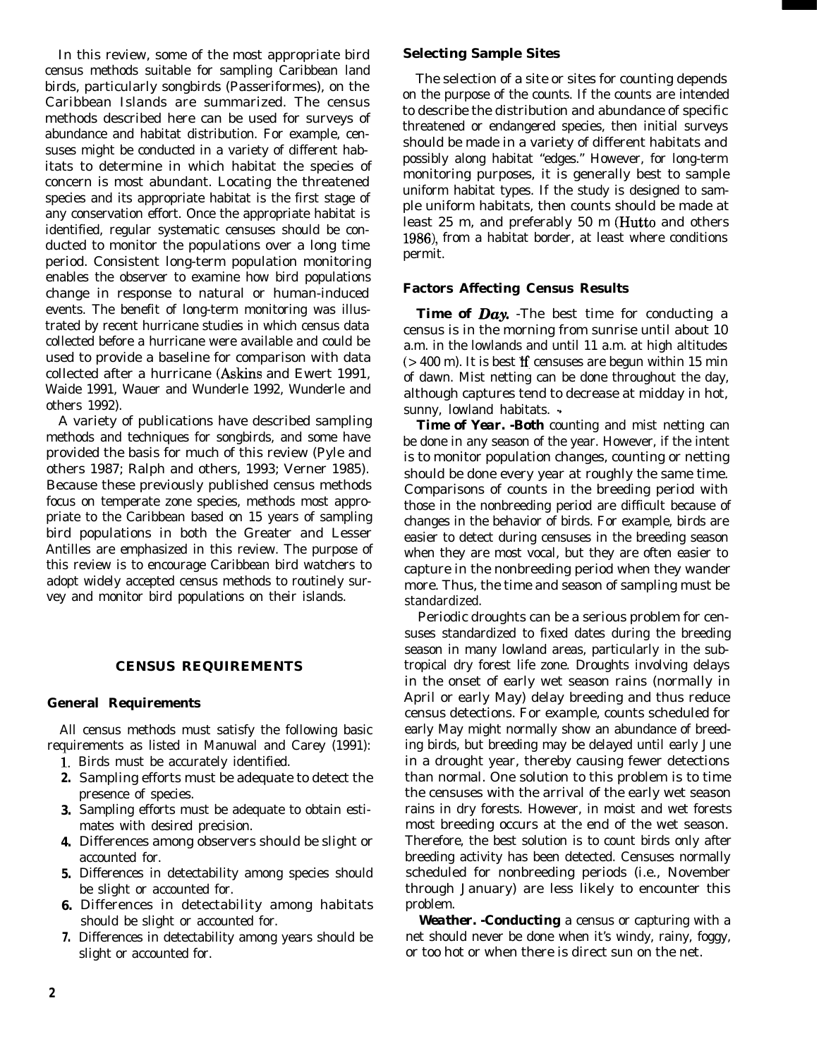In this review, some of the most appropriate bird census methods suitable for sampling Caribbean land birds, particularly songbirds (Passeriformes), on the Caribbean Islands are summarized. The census methods described here can be used for surveys of abundance and habitat distribution. For example, censuses might be conducted in a variety of different habitats to determine in which habitat the species of concern is most abundant. Locating the threatened species and its appropriate habitat is the first stage of any conservation effort. Once the appropriate habitat is identified, regular systematic censuses should be conducted to monitor the populations over a long time period. Consistent long-term population monitoring enables the observer to examine how bird populations change in response to natural or human-induced events. The benefit of long-term monitoring was illustrated by recent hurricane studies in which census data collected before a hurricane were available and could be used to provide a baseline for comparison with data collected after a hurricane (Askins and Ewert 1991, Waide 1991, Wauer and Wunderle 1992, Wunderle and others 1992).

A variety of publications have described sampling methods and techniques for songbirds, and some have provided the basis for much of this review (Pyle and others 1987; Ralph and others, 1993; Verner 1985). Because these previously published census methods focus on temperate zone species, methods most appropriate to the Caribbean based on 15 years of sampling bird populations in both the Greater and Lesser Antilles are emphasized in this review. The purpose of this review is to encourage Caribbean bird watchers to adopt widely accepted census methods to routinely survey and monitor bird populations on their islands.

## CENSUS REQUIREMENTS

### General Requirements

All census methods must satisfy the following basic requirements as listed in Manuwal and Carey (1991):

1. Birds must be accurately identified.
2. Sampling efforts must be adequate to detect the presence of species.
3. Sampling efforts must be adequate to obtain estimates with desired precision.
4. Differences among observers should be slight or accounted for.
5. Differences in detectability among species should be slight or accounted for.
6. Differences in detectability among habitats should be slight or accounted for.
7. Differences in detectability among years should be slight or accounted for.

### Selecting Sample Sites

The selection of a site or sites for counting depends on the purpose of the counts. If the counts are intended to describe the distribution and abundance of specific threatened or endangered species, then initial surveys should be made in a variety of different habitats and possibly along habitat "edges." However, for long-term monitoring purposes, it is generally best to sample uniform habitat types. If the study is designed to sample uniform habitats, then counts should be made at least 25 m, and preferably 50 m (Hutto and others 1986), from a habitat border, at least where conditions permit.

### Factors Affecting Census Results

***Time of Day.*** -The best time for conducting a census is in the morning from sunrise until about 10 a.m. in the lowlands and until 11 a.m. at high altitudes (> 400 m). It is best if censuses are begun within 15 min of dawn. Mist netting can be done throughout the day, although captures tend to decrease at midday in hot, sunny, lowland habitats.

***Time of Year.*** **-Both** counting and mist netting can be done in any season of the year. However, if the intent is to monitor population changes, counting or netting should be done every year at roughly the same time. Comparisons of counts in the breeding period with those in the nonbreeding period are difficult because of changes in the behavior of birds. For example, birds are easier to detect during censuses in the breeding season when they are most vocal, but they are often easier to capture in the nonbreeding period when they wander more. Thus, the time and season of sampling must be standardized.

Periodic droughts can be a serious problem for censuses standardized to fixed dates during the breeding season in many lowland areas, particularly in the subtropical dry forest life zone. Droughts involving delays in the onset of early wet season rains (normally in April or early May) delay breeding and thus reduce census detections. For example, counts scheduled for early May might normally show an abundance of breeding birds, but breeding may be delayed until early June in a drought year, thereby causing fewer detections than normal. One solution to this problem is to time the censuses with the arrival of the early wet season rains in dry forests. However, in moist and wet forests most breeding occurs at the end of the wet season. Therefore, the best solution is to count birds only after breeding activity has been detected. Censuses normally scheduled for nonbreeding periods (i.e., November through January) are less likely to encounter this problem.

***Weather.*** **-Conducting** a census or capturing with a net should never be done when it's windy, rainy, foggy, or too hot or when there is direct sun on the net.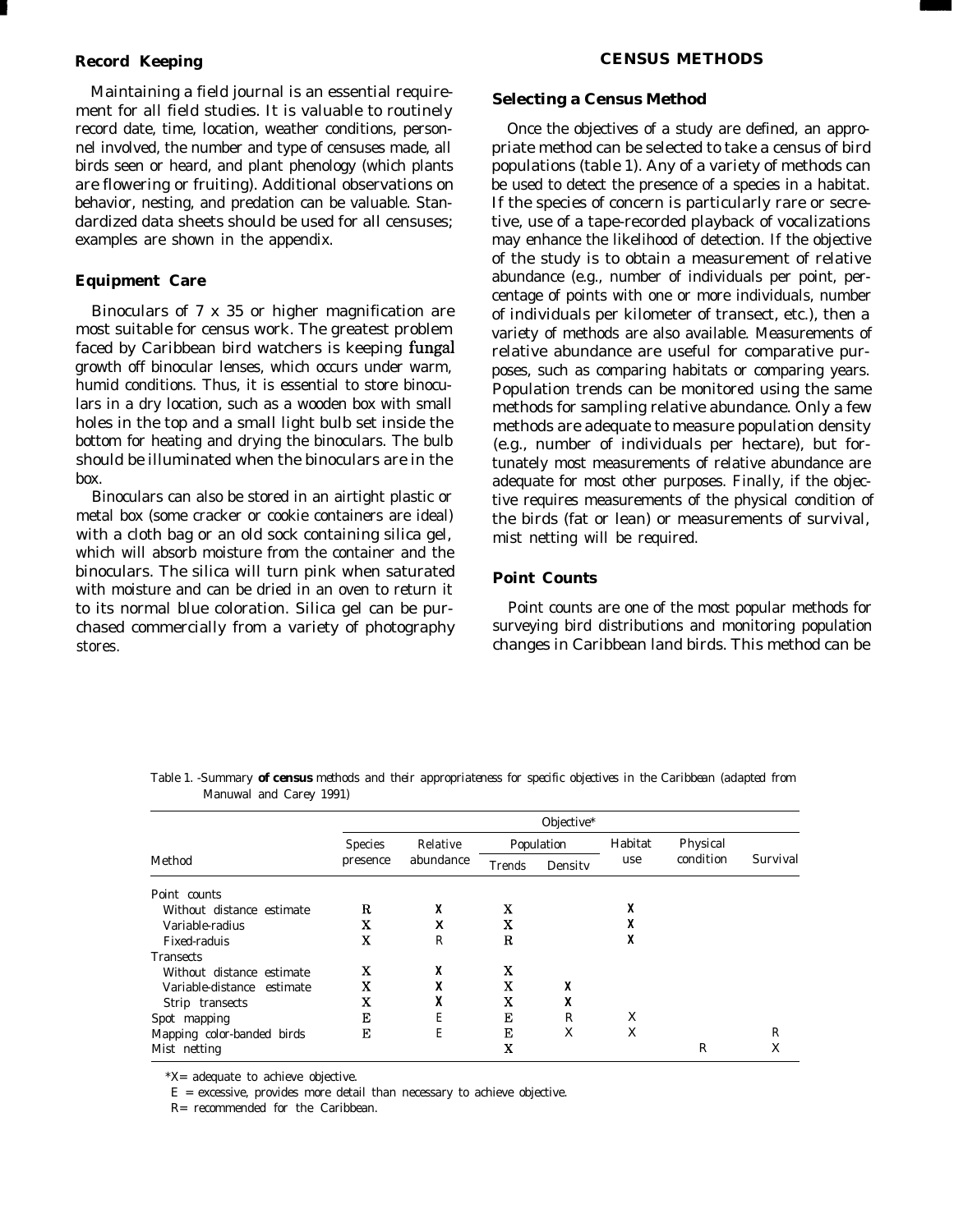## Record Keeping

Maintaining a field journal is an essential requirement for all field studies. It is valuable to routinely record date, time, location, weather conditions, personnel involved, the number and type of censuses made, all birds seen or heard, and plant phenology (which plants are flowering or fruiting). Additional observations on behavior, nesting, and predation can be valuable. Standardized data sheets should be used for all censuses; examples are shown in the appendix.

## Equipment Care

Binoculars of 7 x 35 or higher magnification are most suitable for census work. The greatest problem faced by Caribbean bird watchers is keeping fungal growth off binocular lenses, which occurs under warm, humid conditions. Thus, it is essential to store binoculars in a dry location, such as a wooden box with small holes in the top and a small light bulb set inside the bottom for heating and drying the binoculars. The bulb should be illuminated when the binoculars are in the box.

Binoculars can also be stored in an airtight plastic or metal box (some cracker or cookie containers are ideal) with a cloth bag or an old sock containing silica gel, which will absorb moisture from the container and the binoculars. The silica will turn pink when saturated with moisture and can be dried in an oven to return it to its normal blue coloration. Silica gel can be purchased commercially from a variety of photography stores.

# CENSUS METHODS

## Selecting a Census Method

Once the objectives of a study are defined, an appropriate method can be selected to take a census of bird populations (table 1). Any of a variety of methods can be used to detect the presence of a species in a habitat. If the species of concern is particularly rare or secretive, use of a tape-recorded playback of vocalizations may enhance the likelihood of detection. If the objective of the study is to obtain a measurement of relative abundance (e.g., number of individuals per point, percentage of points with one or more individuals, number of individuals per kilometer of transect, etc.), then a variety of methods are also available. Measurements of relative abundance are useful for comparative purposes, such as comparing habitats or comparing years. Population trends can be monitored using the same methods for sampling relative abundance. Only a few methods are adequate to measure population density (e.g., number of individuals per hectare), but fortunately most measurements of relative abundance are adequate for most other purposes. Finally, if the objective requires measurements of the physical condition of the birds (fat or lean) or measurements of survival, mist netting will be required.

## Point Counts

Point counts are one of the most popular methods for surveying bird distributions and monitoring population changes in Caribbean land birds. This method can be

Table 1. -Summary of census methods and their appropriateness for specific objectives in the Caribbean (adapted from Manuwal and Carey 1991)

| Method | Objective* | | | | | | |
|---|---|---|---|---|---|---|---|
| | Species presence | Relative abundance | Population | | Habitat use | Physical condition | Survival |
| | | | Trends | Density | | | |
| Point counts | | | | | | | |
| Without distance estimate | R | X | X | | X | | |
| Variable-radius | X | X | X | | X | | |
| Fixed-raduis | X | R | R | | X | | |
| Transects | | | | | | | |
| Without distance estimate | X | X | X | | | | |
| Variable-distance estimate | X | X | X | X | | | |
| Strip transects | X | X | X | X | | | |
| Spot mapping | E | E | E | R | X | | |
| Mapping color-banded birds | E | E | E | X | X | | R |
| Mist netting | | | X | | | R | X |

*X= adequate to achieve objective.

E = excessive, provides more detail than necessary to achieve objective.

R= recommended for the Caribbean.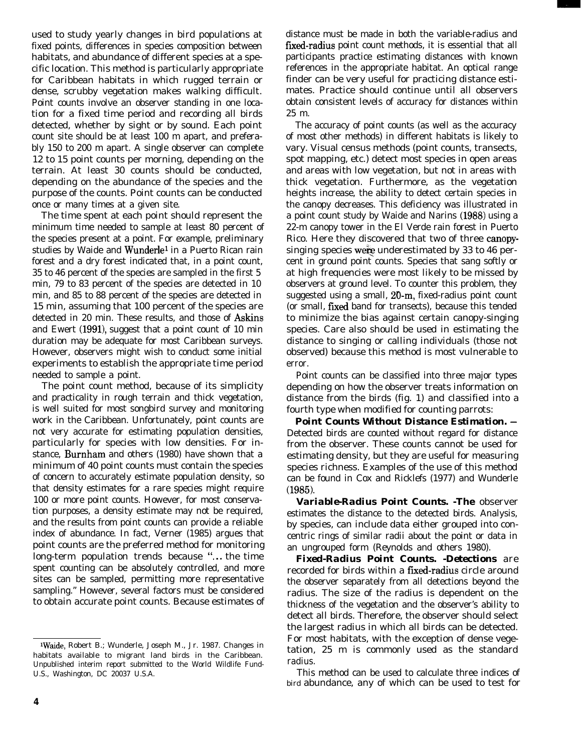used to study yearly changes in bird populations at fixed points, differences in species composition between habitats, and abundance of different species at a specific location. This method is particularly appropriate for Caribbean habitats in which rugged terrain or dense, scrubby vegetation makes walking difficult. Point counts involve an observer standing in one location for a fixed time period and recording all birds detected, whether by sight or by sound. Each point count site should be at least 100 m apart, and preferably 150 to 200 m apart. A single observer can complete 12 to 15 point counts per morning, depending on the terrain. At least 30 counts should be conducted, depending on the abundance of the species and the purpose of the counts. Point counts can be conducted once or many times at a given site.

The time spent at each point should represent the minimum time needed to sample at least 80 percent of the species present at a point. For example, preliminary studies by Waide and Wunderle[1] in a Puerto Rican rain forest and a dry forest indicated that, in a point count, 35 to 46 percent of the species are sampled in the first 5 min, 79 to 83 percent of the species are detected in 10 min, and 85 to 88 percent of the species are detected in 15 min, assuming that 100 percent of the species are detected in 20 min. These results, and those of Askins and Ewert (1991), suggest that a point count of 10 min duration may be adequate for most Caribbean surveys. However, observers might wish to conduct some initial experiments to establish the appropriate time period needed to sample a point.

The point count method, because of its simplicity and practicality in rough terrain and thick vegetation, is well suited for most songbird survey and monitoring work in the Caribbean. Unfortunately, point counts are not very accurate for estimating population densities, particularly for species with low densities. For instance, Burnham and others (1980) have shown that a minimum of 40 point counts must contain the species of concern to accurately estimate population density, so that density estimates for a rare species might require 100 or more point counts. However, for most conservation purposes, a density estimate may not be required, and the results from point counts can provide a reliable index of abundance. In fact, Verner (1985) argues that point counts are the preferred method for monitoring long-term population trends because "... the time spent counting can be absolutely controlled, and more sites can be sampled, permitting more representative sampling." However, several factors must be considered to obtain accurate point counts. Because estimates of distance must be made in both the variable-radius and fixed-radius point count methods, it is essential that all participants practice estimating distances with known references in the appropriate habitat. An optical range finder can be very useful for practicing distance estimates. Practice should continue until all observers obtain consistent levels of accuracy for distances within 25 m.

The accuracy of point counts (as well as the accuracy of most other methods) in different habitats is likely to vary. Visual census methods (point counts, transects, spot mapping, etc.) detect most species in open areas and areas with low vegetation, but not in areas with thick vegetation. Furthermore, as the vegetation heights increase, the ability to detect certain species in the canopy decreases. This deficiency was illustrated in a point count study by Waide and Narins (1988) using a 22-m canopy tower in the El Verde rain forest in Puerto Rico. Here they discovered that two of three canopy-singing species were underestimated by 33 to 46 percent in ground point counts. Species that sang softly or at high frequencies were most likely to be missed by observers at ground level. To counter this problem, they suggested using a small, 20-m, fixed-radius point count (or small, fixed band for transects), because this tended to minimize the bias against certain canopy-singing species. Care also should be used in estimating the distance to singing or calling individuals (those not observed) because this method is most vulnerable to error.

Point counts can be classified into three major types depending on how the observer treats information on distance from the birds (fig. 1) and classified into a fourth type when modified for counting parrots:

**Point Counts Without Distance Estimation.** — Detected birds are counted without regard for distance from the observer. These counts cannot be used for estimating density, but they are useful for measuring species richness. Examples of the use of this method can be found in Cox and Ricklefs (1977) and Wunderle (1985).

**Variable-Radius Point Counts.** -The observer estimates the distance to the detected birds. Analysis, by species, can include data either grouped into concentric rings of similar radii about the point or data in an ungrouped form (Reynolds and others 1980).

**Fixed-Radius Point Counts.** -Detections are recorded for birds within a fixed-radius circle around the observer separately from all detections beyond the radius. The size of the radius is dependent on the thickness of the vegetation and the observer's ability to detect all birds. Therefore, the observer should select the largest radius in which all birds can be detected. For most habitats, with the exception of dense vegetation, 25 m is commonly used as the standard radius.

This method can be used to calculate three indices of bird abundance, any of which can be used to test for

---

[1] Waide, Robert B.; Wunderle, Joseph M., Jr. 1987. Changes in habitats available to migrant land birds in the Caribbean. Unpublished interim report submitted to the World Wildlife Fund-U.S., Washington, DC 20037 U.S.A.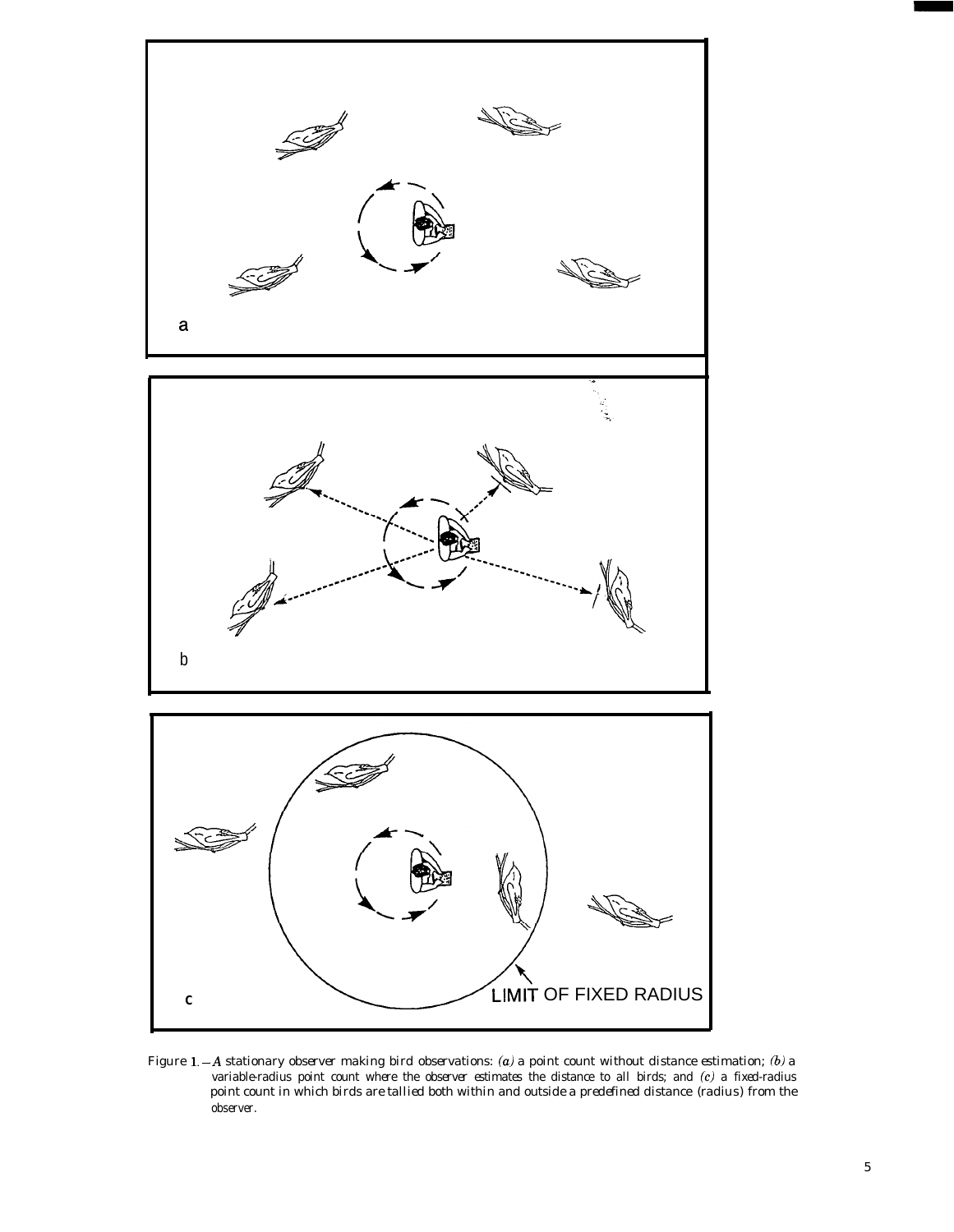Figure 1. — *A* stationary observer making bird observations: *(a)* a point count without distance estimation; *(b)* a variable-radius point count where the observer estimates the distance to all birds; and *(c)* a fixed-radius point count in which birds are tallied both within and outside a predefined distance (radius) from the observer.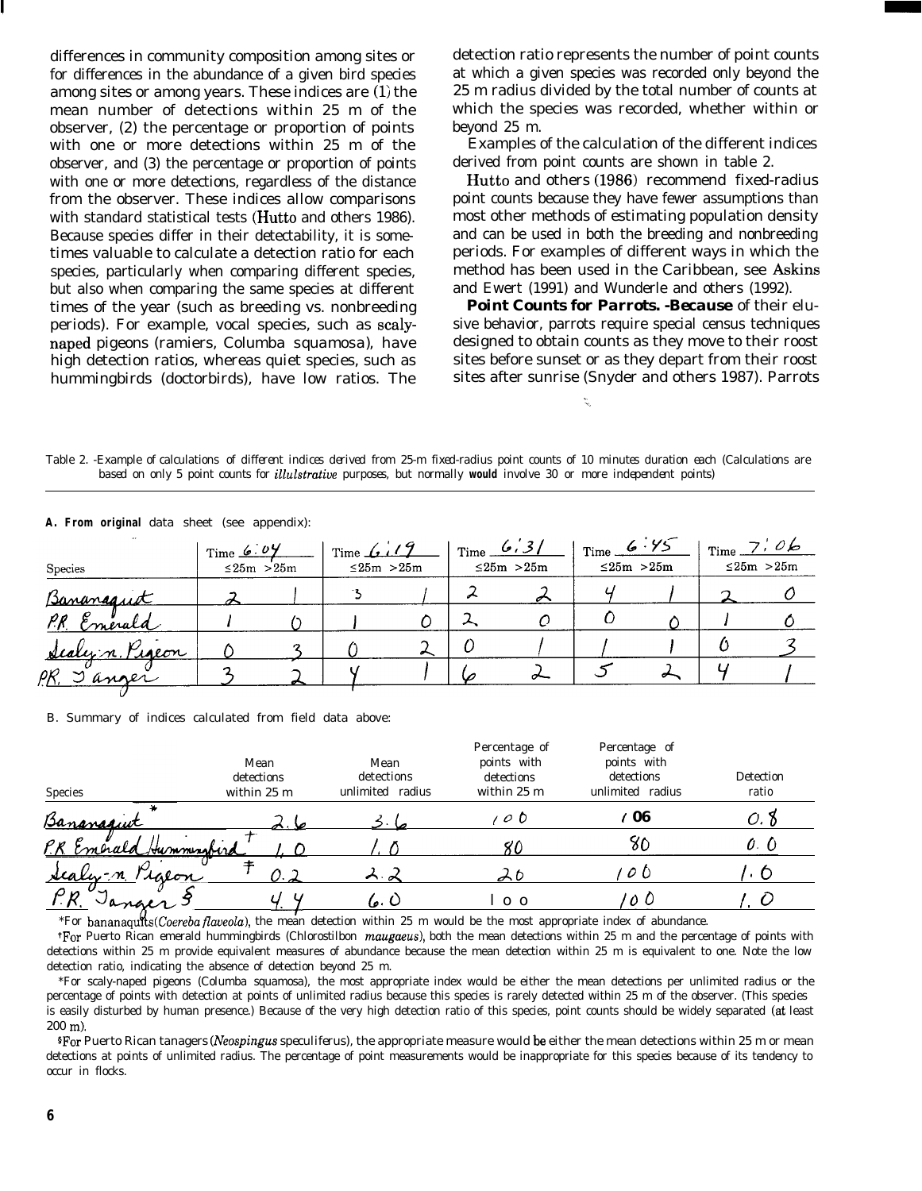differences in community composition among sites or for differences in the abundance of a given bird species among sites or among years. These indices are (1) the mean number of detections within 25 m of the observer, (2) the percentage or proportion of points with one or more detections within 25 m of the observer, and (3) the percentage or proportion of points with one or more detections, regardless of the distance from the observer. These indices allow comparisons with standard statistical tests (Hutto and others 1986). Because species differ in their detectability, it is sometimes valuable to calculate a detection ratio for each species, particularly when comparing different species, but also when comparing the same species at different times of the year (such as breeding vs. nonbreeding periods). For example, vocal species, such as scaly-naped pigeons (ramiers, Columba squamosa), have high detection ratios, whereas quiet species, such as hummingbirds (doctorbirds), have low ratios. The detection ratio represents the number of point counts at which a given species was recorded only beyond the 25 m radius divided by the total number of counts at which the species was recorded, whether within or beyond 25 m.

Examples of the calculation of the different indices derived from point counts are shown in table 2.

Hutto and others (1986) recommend fixed-radius point counts because they have fewer assumptions than most other methods of estimating population density and can be used in both the breeding and nonbreeding periods. For examples of different ways in which the method has been used in the Caribbean, see Askins and Ewert (1991) and Wunderle and others (1992).

**Point Counts for Parrots.** -Because of their elusive behavior, parrots require special census techniques designed to obtain counts as they move to their roost sites before sunset or as they depart from their roost sites after sunrise (Snyder and others 1987). Parrots

Table 2. -Example of calculations of different indices derived from 25-m fixed-radius point counts of 10 minutes duration each (Calculations are based on only 5 point counts for *illulstrative* purposes, but normally **would** involve 30 or more independent points)

**A. From original** data sheet (see appendix):

| Species | Time 6:04 | | Time 6:19 | | Time 6:31 | | Time 6:45 | | Time 7:06 | |
|---|---|---|---|---|---|---|---|---|---|---|
| | ≤25m | >25m | ≤25m | >25m | ≤25m | >25m | ≤25m | >25m | ≤25m | >25m |
| Bananaquit | 2 | 1 | 3 | 1 | 2 | 2 | 4 | 1 | 2 | 0 |
| P.R. Emerald | 1 | 0 | 1 | 0 | 2 | 0 | 0 | 0 | 1 | 0 |
| Scaly-n. Pigeon | 0 | 3 | 0 | 2 | 0 | 1 | 1 | 1 | 0 | 3 |
| P.R. Tanger | 3 | 2 | 4 | 1 | 6 | 2 | 5 | 2 | 4 | 1 |

B. Summary of indices calculated from field data above:

| Species | Mean detections within 25 m | Mean detections unlimited radius | Percentage of points with detections within 25 m | Percentage of points with detections unlimited radius | Detection ratio |
|---|---|---|---|---|---|
| Bananaquit * | 2.6 | 3.6 | 100 | 106 | 0.8 |
| P.R Emerald Hummingbird † | 1.0 | 1.0 | 80 | 80 | 0.0 |
| Scaly-n. Pigeon ‡ | 0.2 | 2.2 | 20 | 100 | 1.0 |
| P.R. Tanger § | 4.4 | 6.0 | 100 | 100 | 1.0 |

*For bananaquits (*Coereba flaveola*), the mean detection within 25 m would be the most appropriate index of abundance.

†For Puerto Rican emerald hummingbirds (Chlorostilbon *maugaeus*), both the mean detections within 25 m and the percentage of points with detections within 25 m provide equivalent measures of abundance because the mean detection within 25 m is equivalent to one. Note the low detection ratio, indicating the absence of detection beyond 25 m.

*For scaly-naped pigeons (Columba squamosa), the most appropriate index would be either the mean detections per unlimited radius or the percentage of points with detection at points of unlimited radius because this species is rarely detected within 25 m of the observer. (This species is easily disturbed by human presence.) Because of the very high detection ratio of this species, point counts should be widely separated (at least 200 m).

§For Puerto Rican tanagers (*Neospingus* speculiferus), the appropriate measure would be either the mean detections within 25 m or mean detections at points of unlimited radius. The percentage of point measurements would be inappropriate for this species because of its tendency to occur in flocks.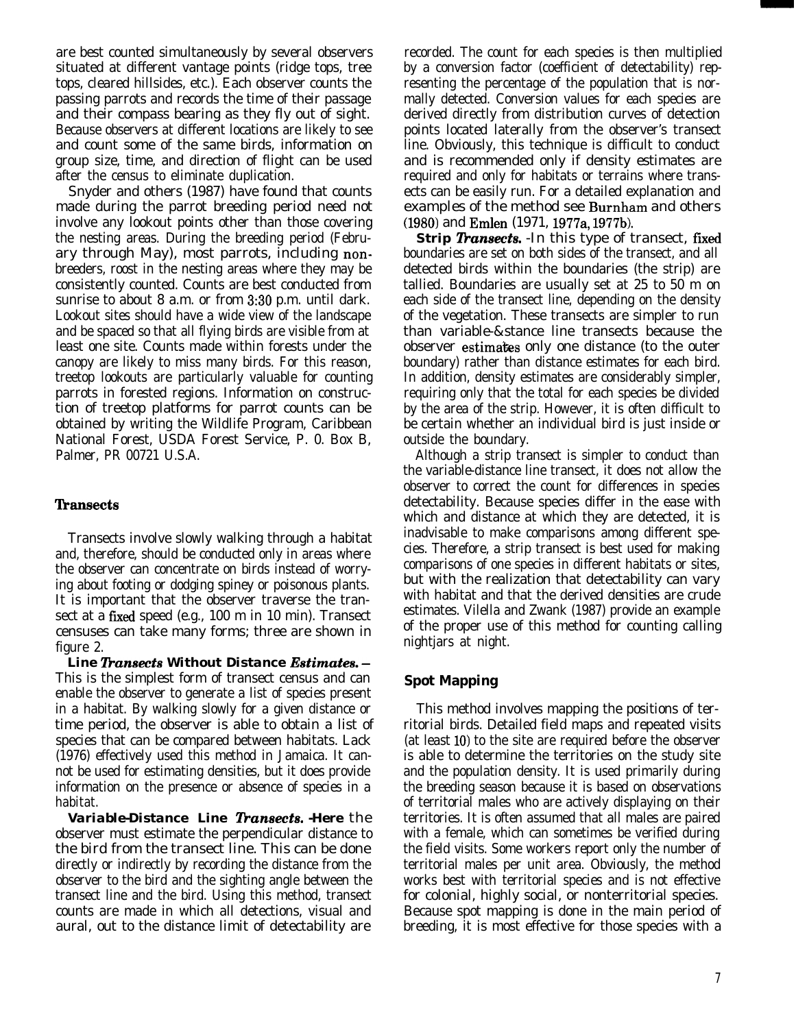are best counted simultaneously by several observers situated at different vantage points (ridge tops, tree tops, cleared hillsides, etc.). Each observer counts the passing parrots and records the time of their passage and their compass bearing as they fly out of sight. Because observers at different locations are likely to see and count some of the same birds, information on group size, time, and direction of flight can be used after the census to eliminate duplication.

Snyder and others (1987) have found that counts made during the parrot breeding period need not involve any lookout points other than those covering the nesting areas. During the breeding period (February through May), most parrots, including nonbreeders, roost in the nesting areas where they may be consistently counted. Counts are best conducted from sunrise to about 8 a.m. or from 3:30 p.m. until dark. Lookout sites should have a wide view of the landscape and be spaced so that all flying birds are visible from at least one site. Counts made within forests under the canopy are likely to miss many birds. For this reason, treetop lookouts are particularly valuable for counting parrots in forested regions. Information on construction of treetop platforms for parrot counts can be obtained by writing the Wildlife Program, Caribbean National Forest, USDA Forest Service, P. O. Box B, Palmer, PR 00721 U.S.A.

## Transects

Transects involve slowly walking through a habitat and, therefore, should be conducted only in areas where the observer can concentrate on birds instead of worrying about footing or dodging spiney or poisonous plants. It is important that the observer traverse the transect at a fixed speed (e.g., 100 m in 10 min). Transect censuses can take many forms; three are shown in figure 2.

**Line Transects Without Distance Estimates.**— This is the simplest form of transect census and can enable the observer to generate a list of species present in a habitat. By walking slowly for a given distance or time period, the observer is able to obtain a list of species that can be compared between habitats. Lack (1976) effectively used this method in Jamaica. It cannot be used for estimating densities, but it does provide information on the presence or absence of species in a habitat.

**Variable-Distance Line Transects.**—Here the observer must estimate the perpendicular distance to the bird from the transect line. This can be done directly or indirectly by recording the distance from the observer to the bird and the sighting angle between the transect line and the bird. Using this method, transect counts are made in which all detections, visual and aural, out to the distance limit of detectability are recorded. The count for each species is then multiplied by a conversion factor (coefficient of detectability) representing the percentage of the population that is normally detected. Conversion values for each species are derived directly from distribution curves of detection points located laterally from the observer's transect line. Obviously, this technique is difficult to conduct and is recommended only if density estimates are required and only for habitats or terrains where transects can be easily run. For a detailed explanation and examples of the method see Burnham and others (1980) and Emlen (1971, 1977a, 1977b).

**Strip Transects.**—In this type of transect, fixed boundaries are set on both sides of the transect, and all detected birds within the boundaries (the strip) are tallied. Boundaries are usually set at 25 to 50 m on each side of the transect line, depending on the density of the vegetation. These transects are simpler to run than variable-distance line transects because the observer estimates only one distance (to the outer boundary) rather than distance estimates for each bird. In addition, density estimates are considerably simpler, requiring only that the total for each species be divided by the area of the strip. However, it is often difficult to be certain whether an individual bird is just inside or outside the boundary.

Although a strip transect is simpler to conduct than the variable-distance line transect, it does not allow the observer to correct the count for differences in species detectability. Because species differ in the ease with which and distance at which they are detected, it is inadvisable to make comparisons among different species. Therefore, a strip transect is best used for making comparisons of one species in different habitats or sites, but with the realization that detectability can vary with habitat and that the derived densities are crude estimates. Vilella and Zwank (1987) provide an example of the proper use of this method for counting calling nightjars at night.

## Spot Mapping

This method involves mapping the positions of territorial birds. Detailed field maps and repeated visits (at least 10) to the site are required before the observer is able to determine the territories on the study site and the population density. It is used primarily during the breeding season because it is based on observations of territorial males who are actively displaying on their territories. It is often assumed that all males are paired with a female, which can sometimes be verified during the field visits. Some workers report only the number of territorial males per unit area. Obviously, the method works best with territorial species and is not effective for colonial, highly social, or nonterritorial species. Because spot mapping is done in the main period of breeding, it is most effective for those species with a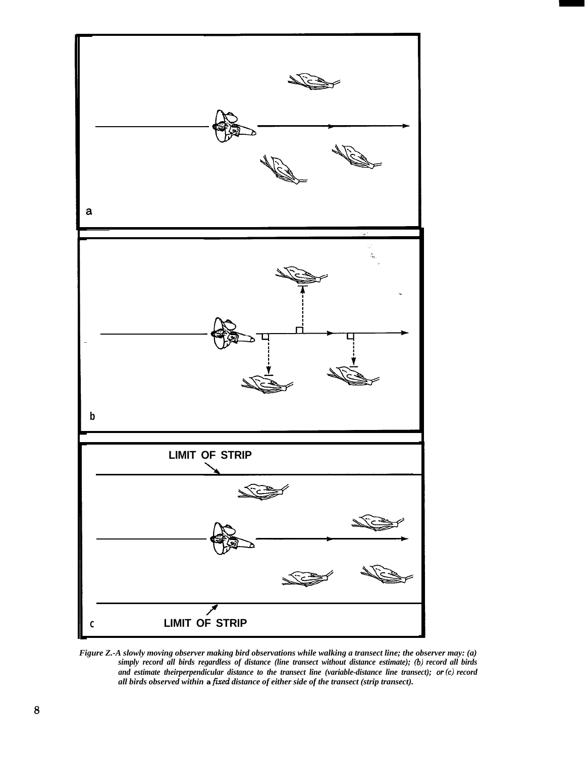a

b

LIMIT OF STRIP

c LIMIT OF STRIP

*Figure Z.-A slowly moving observer making bird observations while walking a transect line; the observer may: (a) simply record all birds regardless of distance (line transect without distance estimate); (b) record all birds and estimate theirperpendicular distance to the transect line (variable-distance line transect); or (c) record all birds observed within a fixed distance of either side of the transect (strip transect).*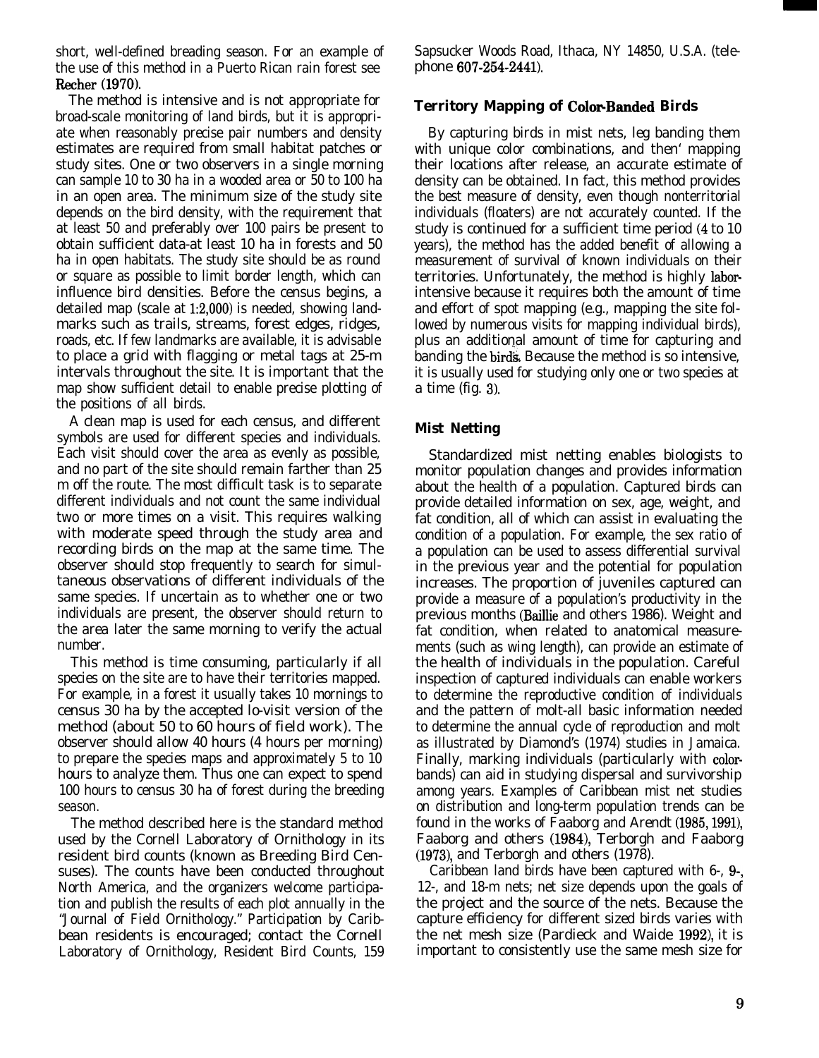short, well-defined breading season. For an example of the use of this method in a Puerto Rican rain forest see Recher (1970).

The method is intensive and is not appropriate for broad-scale monitoring of land birds, but it is appropriate when reasonably precise pair numbers and density estimates are required from small habitat patches or study sites. One or two observers in a single morning can sample 10 to 30 ha in a wooded area or 50 to 100 ha in an open area. The minimum size of the study site depends on the bird density, with the requirement that at least 50 and preferably over 100 pairs be present to obtain sufficient data-at least 10 ha in forests and 50 ha in open habitats. The study site should be as round or square as possible to limit border length, which can influence bird densities. Before the census begins, a detailed map (scale at 1:2,000) is needed, showing landmarks such as trails, streams, forest edges, ridges, roads, etc. If few landmarks are available, it is advisable to place a grid with flagging or metal tags at 25-m intervals throughout the site. It is important that the map show sufficient detail to enable precise plotting of the positions of all birds.

A clean map is used for each census, and different symbols are used for different species and individuals. Each visit should cover the area as evenly as possible, and no part of the site should remain farther than 25 m off the route. The most difficult task is to separate different individuals and not count the same individual two or more times on a visit. This requires walking with moderate speed through the study area and recording birds on the map at the same time. The observer should stop frequently to search for simultaneous observations of different individuals of the same species. If uncertain as to whether one or two individuals are present, the observer should return to the area later the same morning to verify the actual number.

This method is time consuming, particularly if all species on the site are to have their territories mapped. For example, in a forest it usually takes 10 mornings to census 30 ha by the accepted lo-visit version of the method (about 50 to 60 hours of field work). The observer should allow 40 hours (4 hours per morning) to prepare the species maps and approximately 5 to 10 hours to analyze them. Thus one can expect to spend 100 hours to census 30 ha of forest during the breeding season.

The method described here is the standard method used by the Cornell Laboratory of Ornithology in its resident bird counts (known as Breeding Bird Censuses). The counts have been conducted throughout North America, and the organizers welcome participation and publish the results of each plot annually in the "Journal of Field Ornithology." Participation by Caribbean residents is encouraged; contact the Cornell Laboratory of Ornithology, Resident Bird Counts, 159 Sapsucker Woods Road, Ithaca, NY 14850, U.S.A. (telephone 607-254-2441).

### Territory Mapping of Color-Banded Birds

By capturing birds in mist nets, leg banding them with unique color combinations, and then' mapping their locations after release, an accurate estimate of density can be obtained. In fact, this method provides the best measure of density, even though nonterritorial individuals (floaters) are not accurately counted. If the study is continued for a sufficient time period (4 to 10 years), the method has the added benefit of allowing a measurement of survival of known individuals on their territories. Unfortunately, the method is highly labor-intensive because it requires both the amount of time and effort of spot mapping (e.g., mapping the site followed by numerous visits for mapping individual birds), plus an additional amount of time for capturing and banding the birds. Because the method is so intensive, it is usually used for studying only one or two species at a time (fig. 3).

### Mist Netting

Standardized mist netting enables biologists to monitor population changes and provides information about the health of a population. Captured birds can provide detailed information on sex, age, weight, and fat condition, all of which can assist in evaluating the condition of a population. For example, the sex ratio of a population can be used to assess differential survival in the previous year and the potential for population increases. The proportion of juveniles captured can provide a measure of a population's productivity in the previous months (Baillie and others 1986). Weight and fat condition, when related to anatomical measurements (such as wing length), can provide an estimate of the health of individuals in the population. Careful inspection of captured individuals can enable workers to determine the reproductive condition of individuals and the pattern of molt-all basic information needed to determine the annual cycle of reproduction and molt as illustrated by Diamond's (1974) studies in Jamaica. Finally, marking individuals (particularly with color-bands) can aid in studying dispersal and survivorship among years. Examples of Caribbean mist net studies on distribution and long-term population trends can be found in the works of Faaborg and Arendt (1985, 1991), Faaborg and others (1984), Terborgh and Faaborg (1973), and Terborgh and others (1978).

Caribbean land birds have been captured with 6-, 9-, 12-, and 18-m nets; net size depends upon the goals of the project and the source of the nets. Because the capture efficiency for different sized birds varies with the net mesh size (Pardieck and Waide 1992), it is important to consistently use the same mesh size for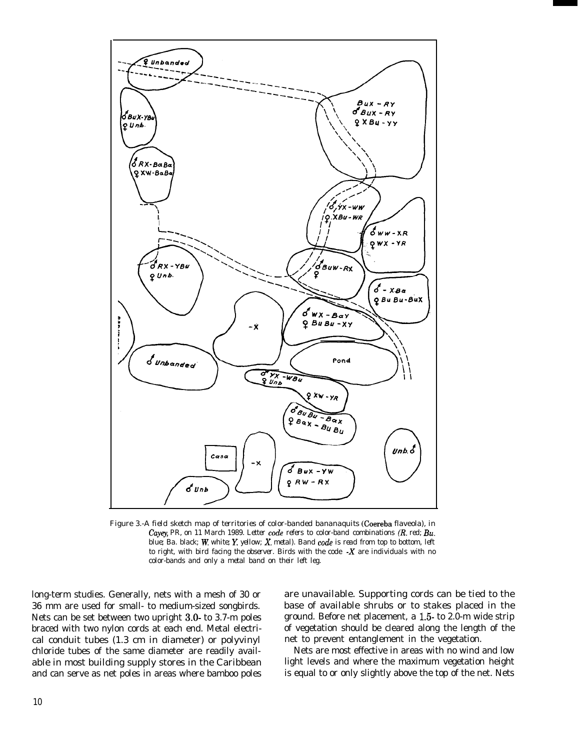Figure 3.-A field sketch map of territories of color-banded bananaquits (*Coereba flaveola*), in *Cayey*, PR, on 11 March 1989. Letter *code* refers to color-band combinations (*R*, red; *Bu*, blue; Ba, black; *W*, white; *Y*, yellow; *X*, metal). Band *code* is read from top to bottom, left to right, with bird facing the observer. Birds with the code *-X* are individuals with no color-bands and only a metal band on their left leg.

long-term studies. Generally, nets with a mesh of 30 or 36 mm are used for small- to medium-sized songbirds. Nets can be set between two upright 3.0- to 3.7-m poles braced with two nylon cords at each end. Metal electrical conduit tubes (1.3 cm in diameter) or polyvinyl chloride tubes of the same diameter are readily available in most building supply stores in the Caribbean and can serve as net poles in areas where bamboo poles are unavailable. Supporting cords can be tied to the base of available shrubs or to stakes placed in the ground. Before net placement, a 1.5- to 2.0-m wide strip of vegetation should be cleared along the length of the net to prevent entanglement in the vegetation.

Nets are most effective in areas with no wind and low light levels and where the maximum vegetation height is equal to or only slightly above the top of the net. Nets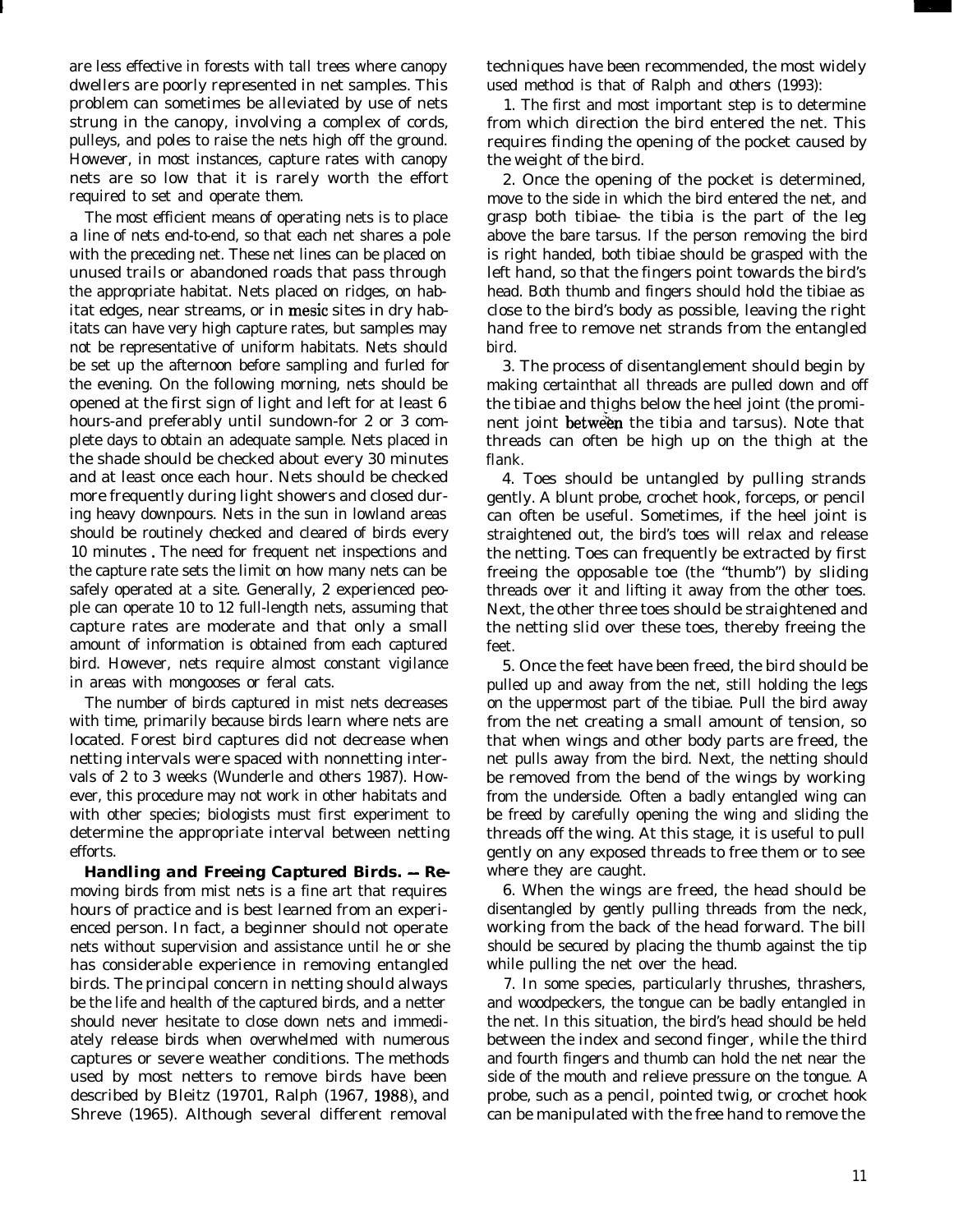are less effective in forests with tall trees where canopy dwellers are poorly represented in net samples. This problem can sometimes be alleviated by use of nets strung in the canopy, involving a complex of cords, pulleys, and poles to raise the nets high off the ground. However, in most instances, capture rates with canopy nets are so low that it is rarely worth the effort required to set and operate them.

The most efficient means of operating nets is to place a line of nets end-to-end, so that each net shares a pole with the preceding net. These net lines can be placed on unused trails or abandoned roads that pass through the appropriate habitat. Nets placed on ridges, on habitat edges, near streams, or in mesic sites in dry habitats can have very high capture rates, but samples may not be representative of uniform habitats. Nets should be set up the afternoon before sampling and furled for the evening. On the following morning, nets should be opened at the first sign of light and left for at least 6 hours-and preferably until sundown-for 2 or 3 complete days to obtain an adequate sample. Nets placed in the shade should be checked about every 30 minutes and at least once each hour. Nets should be checked more frequently during light showers and closed during heavy downpours. Nets in the sun in lowland areas should be routinely checked and cleared of birds every 10 minutes . The need for frequent net inspections and the capture rate sets the limit on how many nets can be safely operated at a site. Generally, 2 experienced people can operate 10 to 12 full-length nets, assuming that capture rates are moderate and that only a small amount of information is obtained from each captured bird. However, nets require almost constant vigilance in areas with mongooses or feral cats.

The number of birds captured in mist nets decreases with time, primarily because birds learn where nets are located. Forest bird captures did not decrease when netting intervals were spaced with nonnetting intervals of 2 to 3 weeks (Wunderle and others 1987). However, this procedure may not work in other habitats and with other species; biologists must first experiment to determine the appropriate interval between netting efforts.

**Handling and Freeing Captured Birds.** — Removing birds from mist nets is a fine art that requires hours of practice and is best learned from an experienced person. In fact, a beginner should not operate nets without supervision and assistance until he or she has considerable experience in removing entangled birds. The principal concern in netting should always be the life and health of the captured birds, and a netter should never hesitate to close down nets and immediately release birds when overwhelmed with numerous captures or severe weather conditions. The methods used by most netters to remove birds have been described by Bleitz (19701, Ralph (1967, 1988), and Shreve (1965). Although several different removal techniques have been recommended, the most widely used method is that of Ralph and others (1993):

1. The first and most important step is to determine from which direction the bird entered the net. This requires finding the opening of the pocket caused by the weight of the bird.

2. Once the opening of the pocket is determined, move to the side in which the bird entered the net, and grasp both tibiae- the tibia is the part of the leg above the bare tarsus. If the person removing the bird is right handed, both tibiae should be grasped with the left hand, so that the fingers point towards the bird's head. Both thumb and fingers should hold the tibiae as close to the bird's body as possible, leaving the right hand free to remove net strands from the entangled bird.

3. The process of disentanglement should begin by making certainthat all threads are pulled down and off the tibiae and thighs below the heel joint (the prominent joint between the tibia and tarsus). Note that threads can often be high up on the thigh at the flank.

4. Toes should be untangled by pulling strands gently. A blunt probe, crochet hook, forceps, or pencil can often be useful. Sometimes, if the heel joint is straightened out, the bird's toes will relax and release the netting. Toes can frequently be extracted by first freeing the opposable toe (the "thumb") by sliding threads over it and lifting it away from the other toes. Next, the other three toes should be straightened and the netting slid over these toes, thereby freeing the feet.

5. Once the feet have been freed, the bird should be pulled up and away from the net, still holding the legs on the uppermost part of the tibiae. Pull the bird away from the net creating a small amount of tension, so that when wings and other body parts are freed, the net pulls away from the bird. Next, the netting should be removed from the bend of the wings by working from the underside. Often a badly entangled wing can be freed by carefully opening the wing and sliding the threads off the wing. At this stage, it is useful to pull gently on any exposed threads to free them or to see where they are caught.

6. When the wings are freed, the head should be disentangled by gently pulling threads from the neck, working from the back of the head forward. The bill should be secured by placing the thumb against the tip while pulling the net over the head.

7. In some species, particularly thrushes, thrashers, and woodpeckers, the tongue can be badly entangled in the net. In this situation, the bird's head should be held between the index and second finger, while the third and fourth fingers and thumb can hold the net near the side of the mouth and relieve pressure on the tongue. A probe, such as a pencil, pointed twig, or crochet hook can be manipulated with the free hand to remove the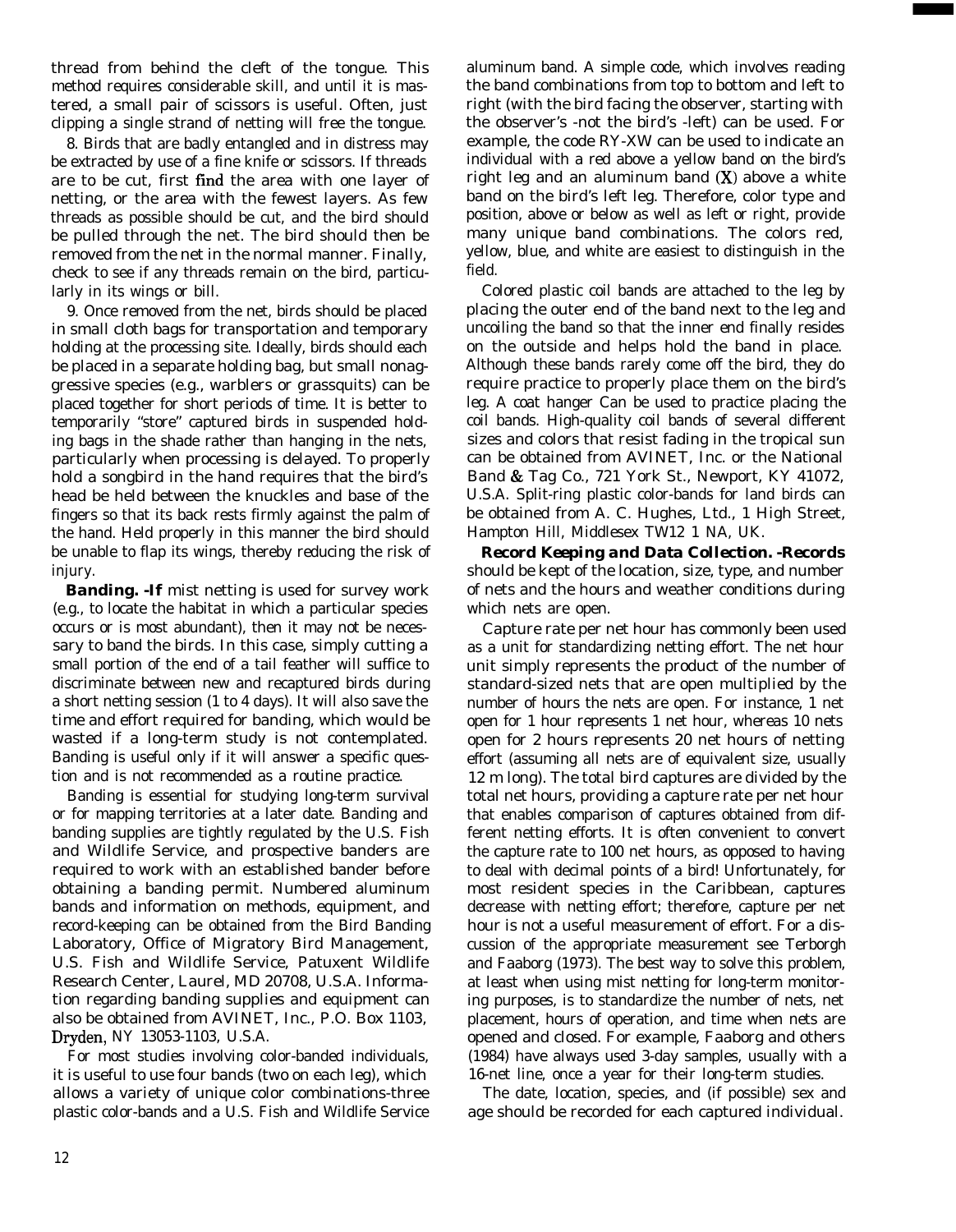thread from behind the cleft of the tongue. This method requires considerable skill, and until it is mastered, a small pair of scissors is useful. Often, just clipping a single strand of netting will free the tongue.

8. Birds that are badly entangled and in distress may be extracted by use of a fine knife or scissors. If threads are to be cut, first find the area with one layer of netting, or the area with the fewest layers. As few threads as possible should be cut, and the bird should be pulled through the net. The bird should then be removed from the net in the normal manner. Finally, check to see if any threads remain on the bird, particularly in its wings or bill.

9. Once removed from the net, birds should be placed in small cloth bags for transportation and temporary holding at the processing site. Ideally, birds should each be placed in a separate holding bag, but small nonaggressive species (e.g., warblers or grassquits) can be placed together for short periods of time. It is better to temporarily "store" captured birds in suspended holding bags in the shade rather than hanging in the nets, particularly when processing is delayed. To properly hold a songbird in the hand requires that the bird's head be held between the knuckles and base of the fingers so that its back rests firmly against the palm of the hand. Held properly in this manner the bird should be unable to flap its wings, thereby reducing the risk of injury.

**Banding.** -If mist netting is used for survey work (e.g., to locate the habitat in which a particular species occurs or is most abundant), then it may not be necessary to band the birds. In this case, simply cutting a small portion of the end of a tail feather will suffice to discriminate between new and recaptured birds during a short netting session (1 to 4 days). It will also save the time and effort required for banding, which would be wasted if a long-term study is not contemplated. Banding is useful only if it will answer a specific question and is not recommended as a routine practice.

Banding is essential for studying long-term survival or for mapping territories at a later date. Banding and banding supplies are tightly regulated by the U.S. Fish and Wildlife Service, and prospective banders are required to work with an established bander before obtaining a banding permit. Numbered aluminum bands and information on methods, equipment, and record-keeping can be obtained from the Bird Banding Laboratory, Office of Migratory Bird Management, U.S. Fish and Wildlife Service, Patuxent Wildlife Research Center, Laurel, MD 20708, U.S.A. Information regarding banding supplies and equipment can also be obtained from AVINET, Inc., P.O. Box 1103, Dryden, NY 13053-1103, U.S.A.

For most studies involving color-banded individuals, it is useful to use four bands (two on each leg), which allows a variety of unique color combinations-three plastic color-bands and a U.S. Fish and Wildlife Service aluminum band. A simple code, which involves reading the band combinations from top to bottom and left to right (with the bird facing the observer, starting with the observer's -not the bird's -left) can be used. For example, the code RY-XW can be used to indicate an individual with a red above a yellow band on the bird's right leg and an aluminum band (X) above a white band on the bird's left leg. Therefore, color type and position, above or below as well as left or right, provide many unique band combinations. The colors red, yellow, blue, and white are easiest to distinguish in the field.

Colored plastic coil bands are attached to the leg by placing the outer end of the band next to the leg and uncoiling the band so that the inner end finally resides on the outside and helps hold the band in place. Although these bands rarely come off the bird, they do require practice to properly place them on the bird's leg. A coat hanger Can be used to practice placing the coil bands. High-quality coil bands of several different sizes and colors that resist fading in the tropical sun can be obtained from AVINET, Inc. or the National Band & Tag Co., 721 York St., Newport, KY 41072, U.S.A. Split-ring plastic color-bands for land birds can be obtained from A. C. Hughes, Ltd., 1 High Street, Hampton Hill, Middlesex TW12 1 NA, UK.

**Record Keeping and Data Collection.** -Records should be kept of the location, size, type, and number of nets and the hours and weather conditions during which nets are open.

Capture rate per net hour has commonly been used as a unit for standardizing netting effort. The net hour unit simply represents the product of the number of standard-sized nets that are open multiplied by the number of hours the nets are open. For instance, 1 net open for 1 hour represents 1 net hour, whereas 10 nets open for 2 hours represents 20 net hours of netting effort (assuming all nets are of equivalent size, usually 12 m long). The total bird captures are divided by the total net hours, providing a capture rate per net hour that enables comparison of captures obtained from different netting efforts. It is often convenient to convert the capture rate to 100 net hours, as opposed to having to deal with decimal points of a bird! Unfortunately, for most resident species in the Caribbean, captures decrease with netting effort; therefore, capture per net hour is not a useful measurement of effort. For a discussion of the appropriate measurement see Terborgh and Faaborg (1973). The best way to solve this problem, at least when using mist netting for long-term monitoring purposes, is to standardize the number of nets, net placement, hours of operation, and time when nets are opened and closed. For example, Faaborg and others (1984) have always used 3-day samples, usually with a 16-net line, once a year for their long-term studies.

The date, location, species, and (if possible) sex and age should be recorded for each captured individual.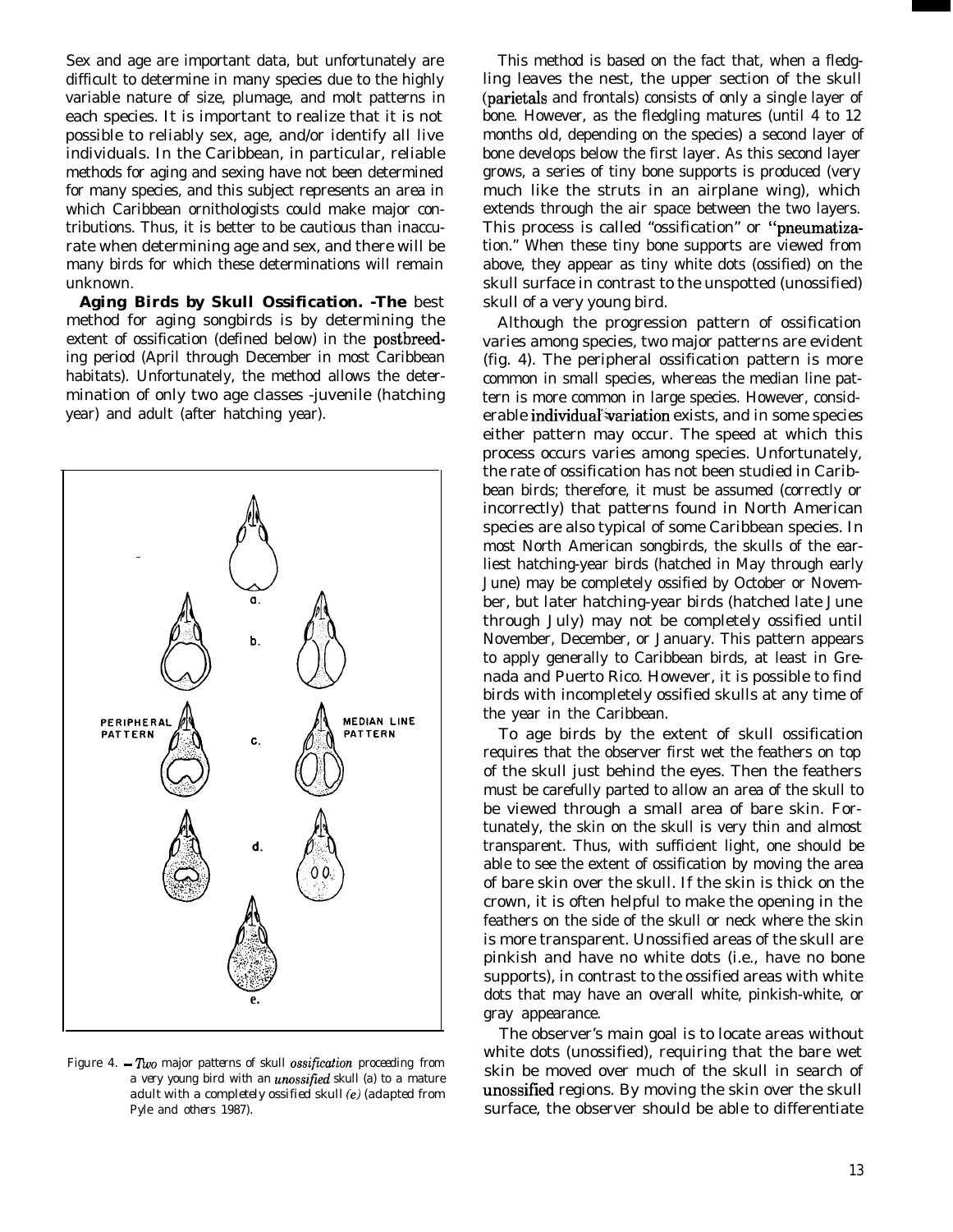Sex and age are important data, but unfortunately are difficult to determine in many species due to the highly variable nature of size, plumage, and molt patterns in each species. It is important to realize that it is not possible to reliably sex, age, and/or identify all live individuals. In the Caribbean, in particular, reliable methods for aging and sexing have not been determined for many species, and this subject represents an area in which Caribbean ornithologists could make major contributions. Thus, it is better to be cautious than inaccurate when determining age and sex, and there will be many birds for which these determinations will remain unknown.

**Aging Birds by Skull Ossification.** -The best method for aging songbirds is by determining the extent of ossification (defined below) in the postbreeding period (April through December in most Caribbean habitats). Unfortunately, the method allows the determination of only two age classes -juvenile (hatching year) and adult (after hatching year).

Figure 4. - Two major patterns of skull *ossification* proceeding from a very young bird with an *unossified* skull (a) to a mature adult with a completely ossified skull *(e)* (adapted from Pyle and others 1987).

This method is based on the fact that, when a fledgling leaves the nest, the upper section of the skull (parietals and frontals) consists of only a single layer of bone. However, as the fledgling matures (until 4 to 12 months old, depending on the species) a second layer of bone develops below the first layer. As this second layer grows, a series of tiny bone supports is produced (very much like the struts in an airplane wing), which extends through the air space between the two layers. This process is called "ossification" or "pneumatization." When these tiny bone supports are viewed from above, they appear as tiny white dots (ossified) on the skull surface in contrast to the unspotted (unossified) skull of a very young bird.

Although the progression pattern of ossification varies among species, two major patterns are evident (fig. 4). The peripheral ossification pattern is more common in small species, whereas the median line pattern is more common in large species. However, considerable individual variation exists, and in some species either pattern may occur. The speed at which this process occurs varies among species. Unfortunately, the rate of ossification has not been studied in Caribbean birds; therefore, it must be assumed (correctly or incorrectly) that patterns found in North American species are also typical of some Caribbean species. In most North American songbirds, the skulls of the earliest hatching-year birds (hatched in May through early June) may be completely ossified by October or November, but later hatching-year birds (hatched late June through July) may not be completely ossified until November, December, or January. This pattern appears to apply generally to Caribbean birds, at least in Grenada and Puerto Rico. However, it is possible to find birds with incompletely ossified skulls at any time of the year in the Caribbean.

To age birds by the extent of skull ossification requires that the observer first wet the feathers on top of the skull just behind the eyes. Then the feathers must be carefully parted to allow an area of the skull to be viewed through a small area of bare skin. Fortunately, the skin on the skull is very thin and almost transparent. Thus, with sufficient light, one should be able to see the extent of ossification by moving the area of bare skin over the skull. If the skin is thick on the crown, it is often helpful to make the opening in the feathers on the side of the skull or neck where the skin is more transparent. Unossified areas of the skull are pinkish and have no white dots (i.e., have no bone supports), in contrast to the ossified areas with white dots that may have an overall white, pinkish-white, or gray appearance.

The observer's main goal is to locate areas without white dots (unossified), requiring that the bare wet skin be moved over much of the skull in search of unossified regions. By moving the skin over the skull surface, the observer should be able to differentiate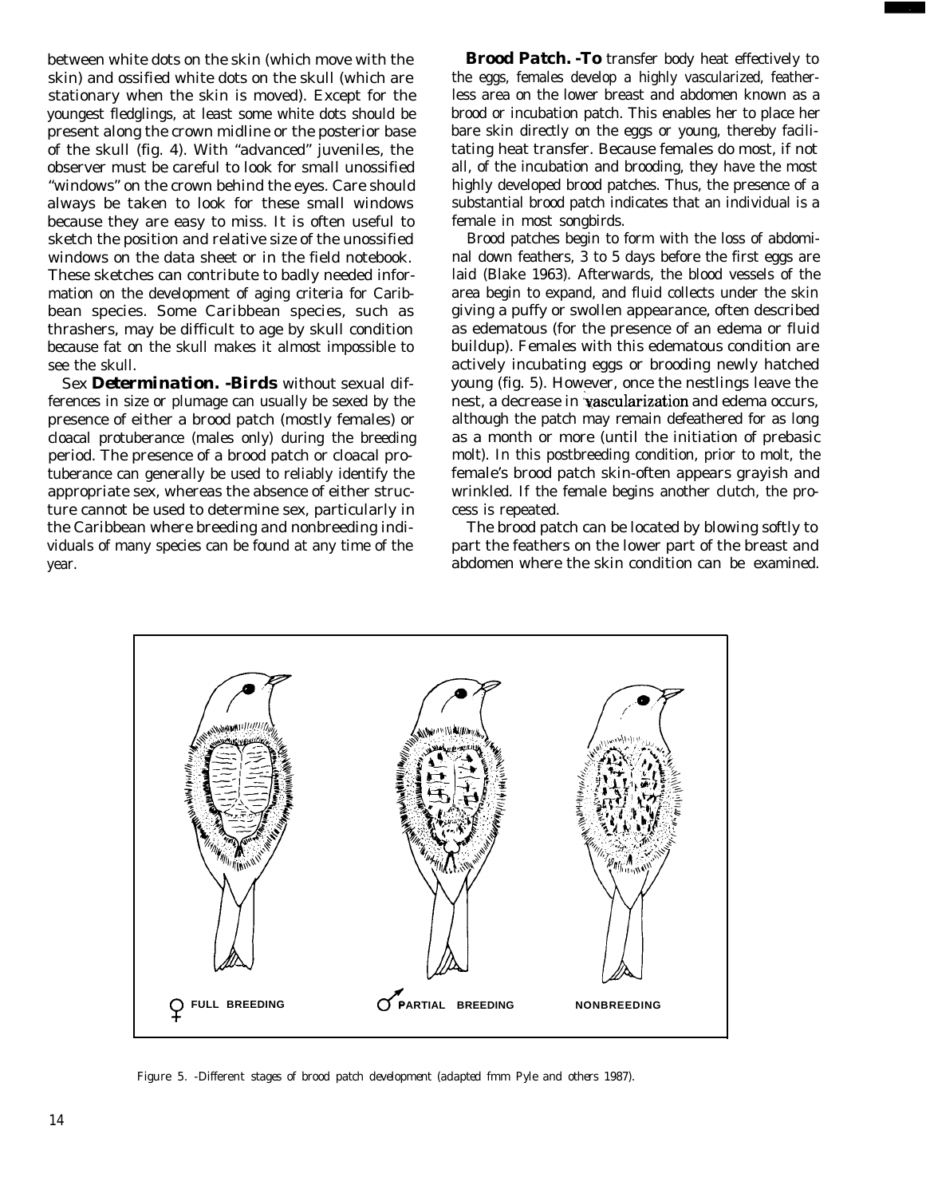between white dots on the skin (which move with the skin) and ossified white dots on the skull (which are stationary when the skin is moved). Except for the youngest fledglings, at least some white dots should be present along the crown midline or the posterior base of the skull (fig. 4). With "advanced" juveniles, the observer must be careful to look for small unossified "windows" on the crown behind the eyes. Care should always be taken to look for these small windows because they are easy to miss. It is often useful to sketch the position and relative size of the unossified windows on the data sheet or in the field notebook. These sketches can contribute to badly needed information on the development of aging criteria for Caribbean species. Some Caribbean species, such as thrashers, may be difficult to age by skull condition because fat on the skull makes it almost impossible to see the skull.

Sex **Determination. -Birds** without sexual differences in size or plumage can usually be sexed by the presence of either a brood patch (mostly females) or cloacal protuberance (males only) during the breeding period. The presence of a brood patch or cloacal protuberance can generally be used to reliably identify the appropriate sex, whereas the absence of either structure cannot be used to determine sex, particularly in the Caribbean where breeding and nonbreeding individuals of many species can be found at any time of the year.

**Brood Patch. -To** transfer body heat effectively to the eggs, females develop a highly vascularized, featherless area on the lower breast and abdomen known as a brood or incubation patch. This enables her to place her bare skin directly on the eggs or young, thereby facilitating heat transfer. Because females do most, if not all, of the incubation and brooding, they have the most highly developed brood patches. Thus, the presence of a substantial brood patch indicates that an individual is a female in most songbirds.

Brood patches begin to form with the loss of abdominal down feathers, 3 to 5 days before the first eggs are laid (Blake 1963). Afterwards, the blood vessels of the area begin to expand, and fluid collects under the skin giving a puffy or swollen appearance, often described as edematous (for the presence of an edema or fluid buildup). Females with this edematous condition are actively incubating eggs or brooding newly hatched young (fig. 5). However, once the nestlings leave the nest, a decrease in vascularization and edema occurs, although the patch may remain defeathered for as long as a month or more (until the initiation of prebasic molt). In this postbreeding condition, prior to molt, the female's brood patch skin-often appears grayish and wrinkled. If the female begins another clutch, the process is repeated.

The brood patch can be located by blowing softly to part the feathers on the lower part of the breast and abdomen where the skin condition can be examined.

♀ FULL BREEDING ♂ PARTIAL BREEDING NONBREEDING

Figure 5. -Different stages of brood patch development (adapted fmm Pyle and others 1987).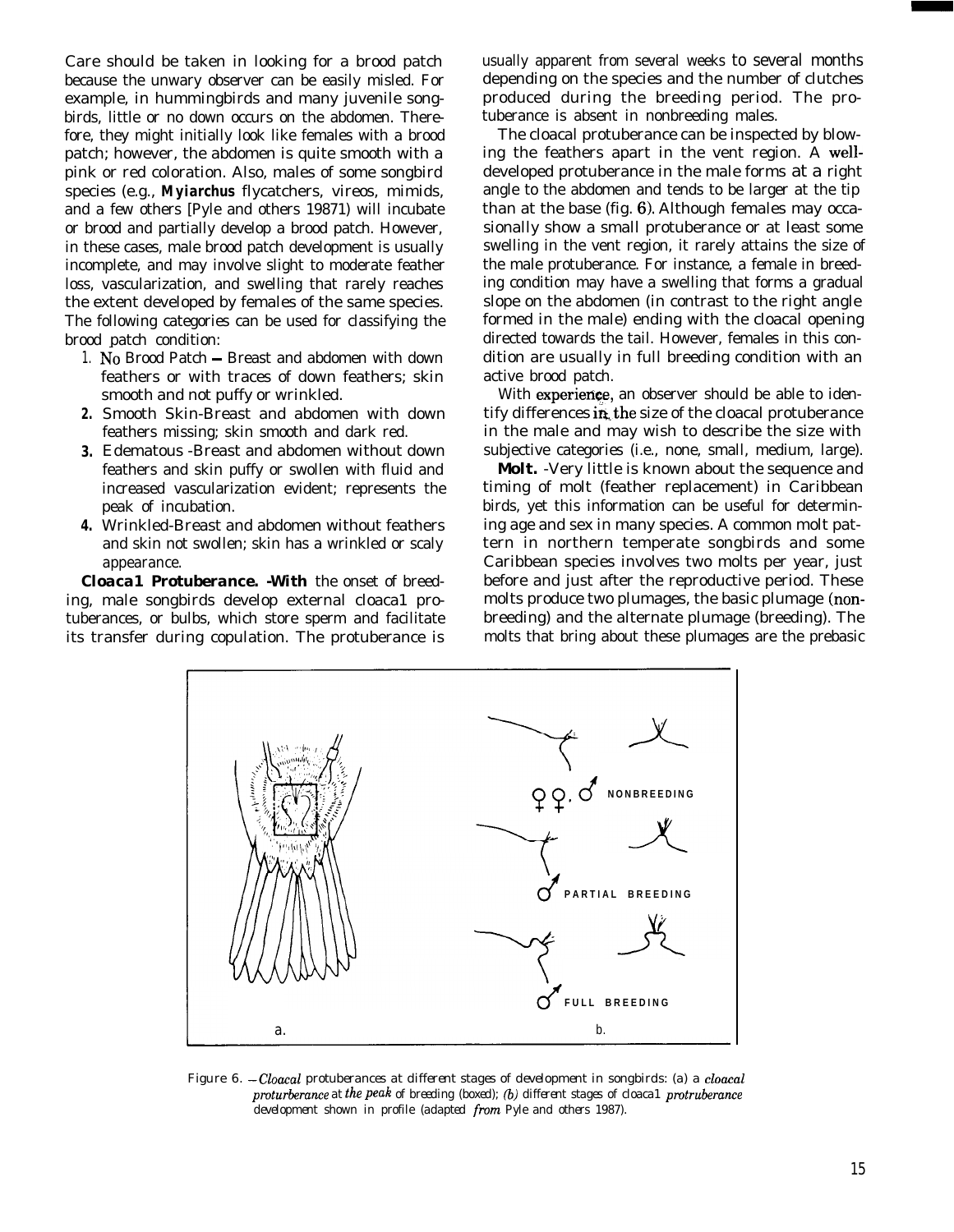Care should be taken in looking for a brood patch because the unwary observer can be easily misled. For example, in hummingbirds and many juvenile songbirds, little or no down occurs on the abdomen. Therefore, they might initially look like females with a brood patch; however, the abdomen is quite smooth with a pink or red coloration. Also, males of some songbird species (e.g., ***Myiarchus*** flycatchers, vireos, mimids, and a few others [Pyle and others 19871) will incubate or brood and partially develop a brood patch. However, in these cases, male brood patch development is usually incomplete, and may involve slight to moderate feather loss, vascularization, and swelling that rarely reaches the extent developed by females of the same species. The following categories can be used for classifying the brood patch condition:

1. No Brood Patch — Breast and abdomen with down feathers or with traces of down feathers; skin smooth and not puffy or wrinkled.
2. Smooth Skin-Breast and abdomen with down feathers missing; skin smooth and dark red.
3. Edematous -Breast and abdomen without down feathers and skin puffy or swollen with fluid and increased vascularization evident; represents the peak of incubation.
4. Wrinkled-Breast and abdomen without feathers and skin not swollen; skin has a wrinkled or scaly appearance.

**Cloaca1 Protuberance. -With** the onset of breeding, male songbirds develop external cloaca1 protuberances, or bulbs, which store sperm and facilitate its transfer during copulation. The protuberance is usually apparent from several weeks to several months depending on the species and the number of clutches produced during the breeding period. The protuberance is absent in nonbreeding males.

The cloacal protuberance can be inspected by blowing the feathers apart in the vent region. A well-developed protuberance in the male forms at a right angle to the abdomen and tends to be larger at the tip than at the base (fig. 6). Although females may occasionally show a small protuberance or at least some swelling in the vent region, it rarely attains the size of the male protuberance. For instance, a female in breeding condition may have a swelling that forms a gradual slope on the abdomen (in contrast to the right angle formed in the male) ending with the cloacal opening directed towards the tail. However, females in this condition are usually in full breeding condition with an active brood patch.

With experience, an observer should be able to identify differences in the size of the cloacal protuberance in the male and may wish to describe the size with subjective categories (i.e., none, small, medium, large).

**Molt.** -Very little is known about the sequence and timing of molt (feather replacement) in Caribbean birds, yet this information can be useful for determining age and sex in many species. A common molt pattern in northern temperate songbirds and some Caribbean species involves two molts per year, just before and just after the reproductive period. These molts produce two plumages, the basic plumage (nonbreeding) and the alternate plumage (breeding). The molts that bring about these plumages are the prebasic

Figure 6. —*Cloacal* protuberances at different stages of development in songbirds: (a) a *cloacal proturberance* at *the peak* of breeding (boxed); *(b)* different stages of cloaca1 *protruberance* development shown in profile (adapted *from* Pyle and others 1987).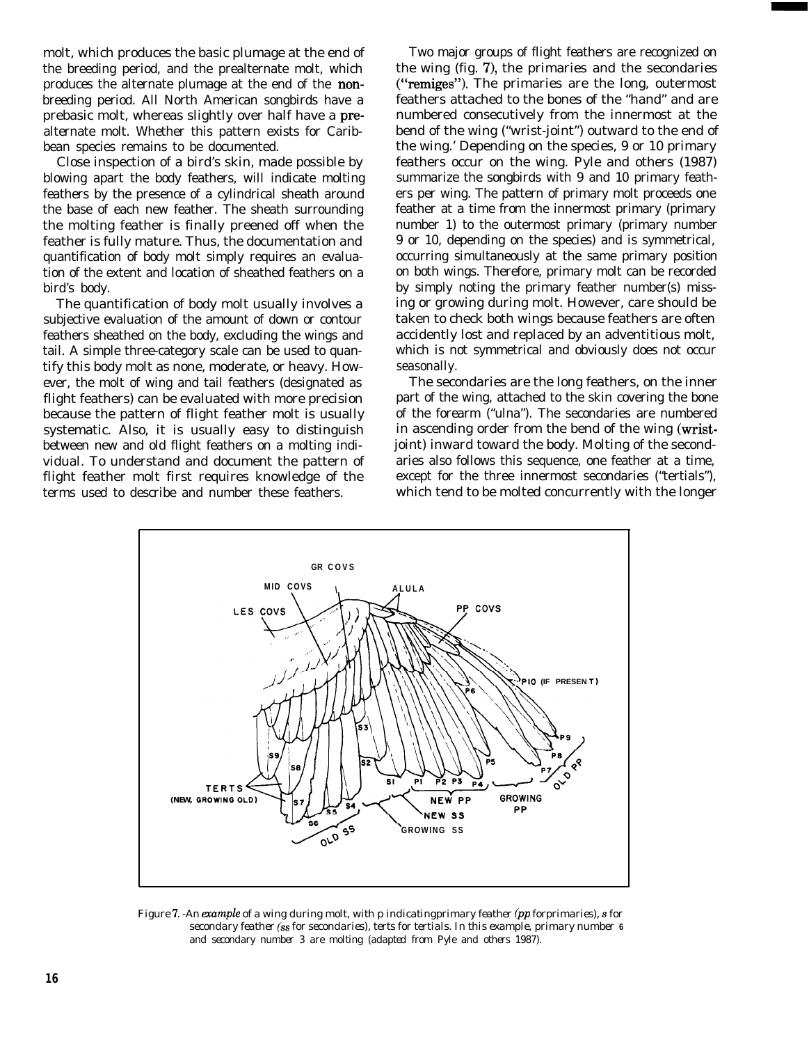molt, which produces the basic plumage at the end of the breeding period, and the prealternate molt, which produces the alternate plumage at the end of the nonbreeding period. All North American songbirds have a prebasic molt, whereas slightly over half have a prealternate molt. Whether this pattern exists for Caribbean species remains to be documented.

Close inspection of a bird's skin, made possible by blowing apart the body feathers, will indicate molting feathers by the presence of a cylindrical sheath around the base of each new feather. The sheath surrounding the molting feather is finally preened off when the feather is fully mature. Thus, the documentation and quantification of body molt simply requires an evaluation of the extent and location of sheathed feathers on a bird's body.

The quantification of body molt usually involves a subjective evaluation of the amount of down or contour feathers sheathed on the body, excluding the wings and tail. A simple three-category scale can be used to quantify this body molt as none, moderate, or heavy. However, the molt of wing and tail feathers (designated as flight feathers) can be evaluated with more precision because the pattern of flight feather molt is usually systematic. Also, it is usually easy to distinguish between new and old flight feathers on a molting individual. To understand and document the pattern of flight feather molt first requires knowledge of the terms used to describe and number these feathers.

Two major groups of flight feathers are recognized on the wing (fig. 7), the primaries and the secondaries ("remiges"). The primaries are the long, outermost feathers attached to the bones of the "hand" and are numbered consecutively from the innermost at the bend of the wing ("wrist-joint") outward to the end of the wing.' Depending on the species, 9 or 10 primary feathers occur on the wing. Pyle and others (1987) summarize the songbirds with 9 and 10 primary feathers per wing. The pattern of primary molt proceeds one feather at a time from the innermost primary (primary number 1) to the outermost primary (primary number 9 or 10, depending on the species) and is symmetrical, occurring simultaneously at the same primary position on both wings. Therefore, primary molt can be recorded by simply noting the primary feather number(s) missing or growing during molt. However, care should be taken to check both wings because feathers are often accidently lost and replaced by an adventitious molt, which is not symmetrical and obviously does not occur seasonally.

The secondaries are the long feathers, on the inner part of the wing, attached to the skin covering the bone of the forearm ("ulna"). The secondaries are numbered in ascending order from the bend of the wing (wrist-joint) inward toward the body. Molting of the secondaries also follows this sequence, one feather at a time, except for the three innermost secondaries ("tertials"), which tend to be molted concurrently with the longer

Figure 7. -An *example* of a wing during molt, with p indicating primary feather *(pp* for primaries), *s* for secondary feather *(ss* for secondaries), *terts* for *tertials*. In this example, primary number 6 and secondary number 3 are molting (adapted from Pyle and others 1987).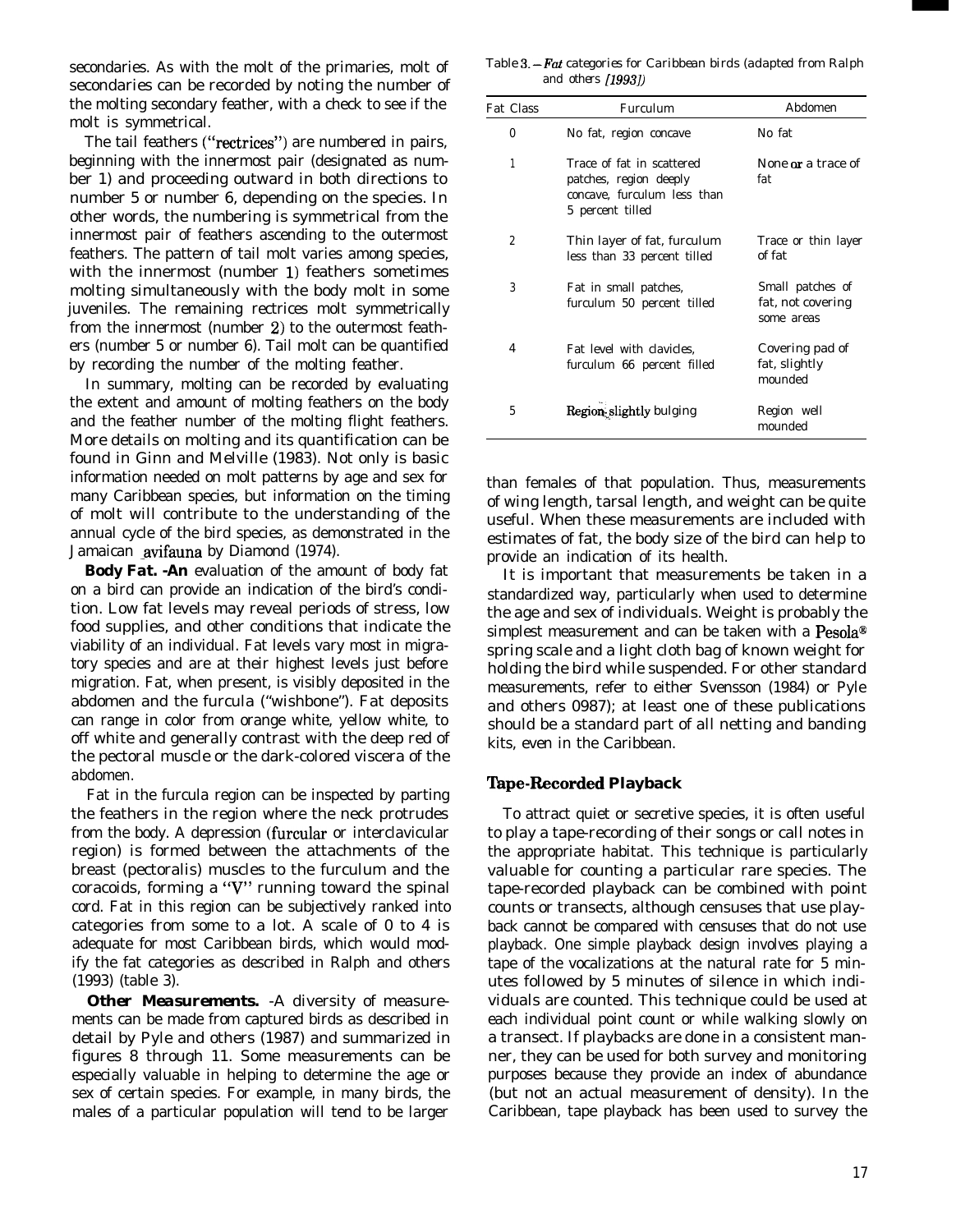secondaries. As with the molt of the primaries, molt of secondaries can be recorded by noting the number of the molting secondary feather, with a check to see if the molt is symmetrical.

The tail feathers ("rectrices") are numbered in pairs, beginning with the innermost pair (designated as number 1) and proceeding outward in both directions to number 5 or number 6, depending on the species. In other words, the numbering is symmetrical from the innermost pair of feathers ascending to the outermost feathers. The pattern of tail molt varies among species, with the innermost (number 1) feathers sometimes molting simultaneously with the body molt in some juveniles. The remaining rectrices molt symmetrically from the innermost (number 2) to the outermost feathers (number 5 or number 6). Tail molt can be quantified by recording the number of the molting feather.

In summary, molting can be recorded by evaluating the extent and amount of molting feathers on the body and the feather number of the molting flight feathers. More details on molting and its quantification can be found in Ginn and Melville (1983). Not only is basic information needed on molt patterns by age and sex for many Caribbean species, but information on the timing of molt will contribute to the understanding of the annual cycle of the bird species, as demonstrated in the Jamaican avifauna by Diamond (1974).

**Body Fat.** -An evaluation of the amount of body fat on a bird can provide an indication of the bird's condition. Low fat levels may reveal periods of stress, low food supplies, and other conditions that indicate the viability of an individual. Fat levels vary most in migratory species and are at their highest levels just before migration. Fat, when present, is visibly deposited in the abdomen and the furcula ("wishbone"). Fat deposits can range in color from orange white, yellow white, to off white and generally contrast with the deep red of the pectoral muscle or the dark-colored viscera of the abdomen.

Fat in the furcula region can be inspected by parting the feathers in the region where the neck protrudes from the body. A depression (furcular or interclavicular region) is formed between the attachments of the breast (pectoralis) muscles to the furculum and the coracoids, forming a "V" running toward the spinal cord. Fat in this region can be subjectively ranked into categories from some to a lot. A scale of 0 to 4 is adequate for most Caribbean birds, which would modify the fat categories as described in Ralph and others (1993) (table 3).

**Other Measurements.** -A diversity of measurements can be made from captured birds as described in detail by Pyle and others (1987) and summarized in figures 8 through 11. Some measurements can be especially valuable in helping to determine the age or sex of certain species. For example, in many birds, the males of a particular population will tend to be larger than females of that population. Thus, measurements of wing length, tarsal length, and weight can be quite useful. When these measurements are included with estimates of fat, the body size of the bird can help to provide an indication of its health.

Table 3. —*Fat* categories for Caribbean birds (adapted from Ralph and others [1993])

| Fat Class | Furculum | Abdomen |
|---|---|---|
| 0 | No fat, region concave | No fat |
| 1 | Trace of fat in scattered patches, region deeply concave, furculum less than 5 percent tilled | None or a trace of fat |
| 2 | Thin layer of fat, furculum less than 33 percent tilled | Trace or thin layer of fat |
| 3 | Fat in small patches, furculum 50 percent tilled | Small patches of fat, not covering some areas |
| 4 | Fat level with clavicles, furculum 66 percent filled | Covering pad of fat, slightly mounded |
| 5 | Region slightly bulging | Region well mounded |

It is important that measurements be taken in a standardized way, particularly when used to determine the age and sex of individuals. Weight is probably the simplest measurement and can be taken with a Pesola® spring scale and a light cloth bag of known weight for holding the bird while suspended. For other standard measurements, refer to either Svensson (1984) or Pyle and others 0987); at least one of these publications should be a standard part of all netting and banding kits, even in the Caribbean.

## Tape-Recorded Playback

To attract quiet or secretive species, it is often useful to play a tape-recording of their songs or call notes in the appropriate habitat. This technique is particularly valuable for counting a particular rare species. The tape-recorded playback can be combined with point counts or transects, although censuses that use playback cannot be compared with censuses that do not use playback. One simple playback design involves playing a tape of the vocalizations at the natural rate for 5 minutes followed by 5 minutes of silence in which individuals are counted. This technique could be used at each individual point count or while walking slowly on a transect. If playbacks are done in a consistent manner, they can be used for both survey and monitoring purposes because they provide an index of abundance (but not an actual measurement of density). In the Caribbean, tape playback has been used to survey the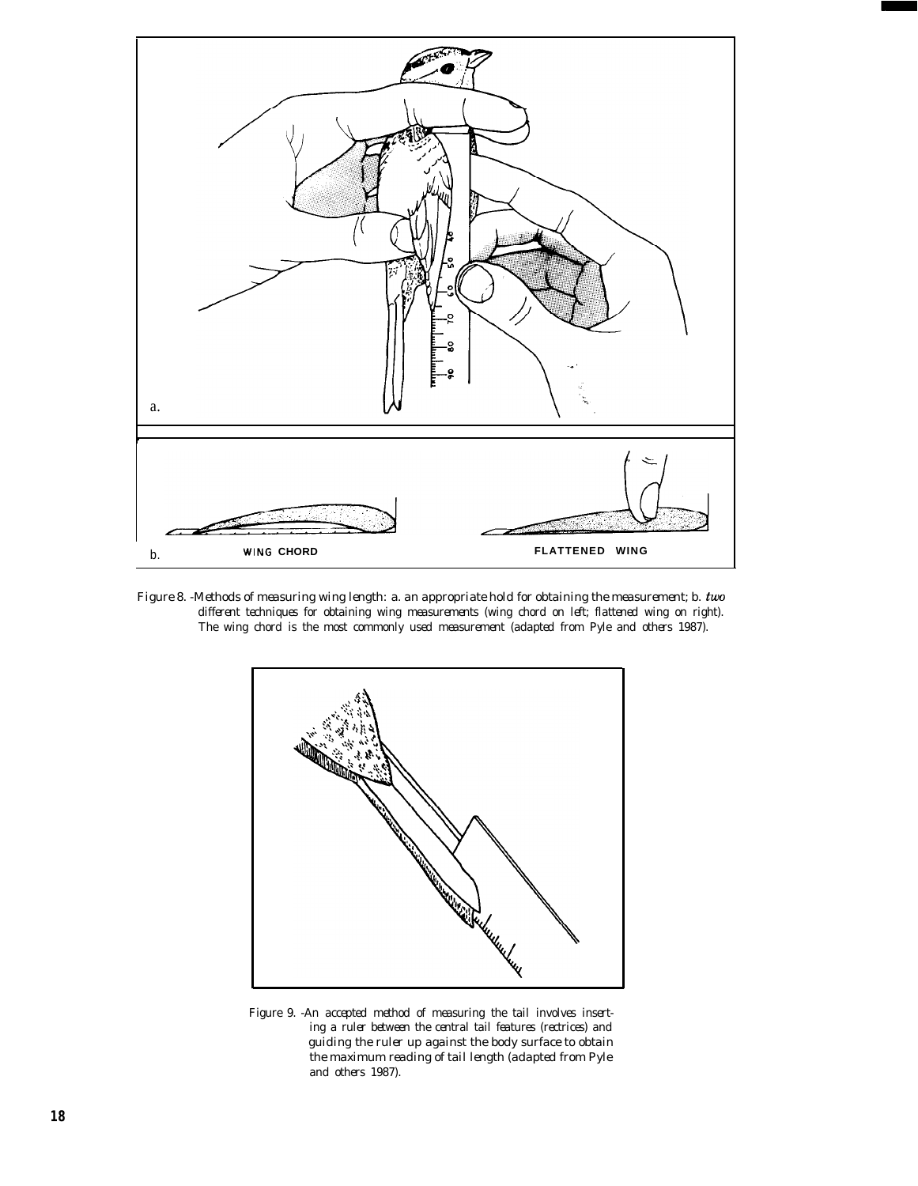Figure 8. -Methods of measuring wing length: a. an appropriate hold for obtaining the measurement; b. *two* different techniques for obtaining wing measurements (wing chord on left; flattened wing on right). The wing chord is the most commonly used measurement (adapted from Pyle and others 1987).

Figure 9. -An accepted method of measuring the tail involves inserting a ruler between the central tail features (rectrices) and guiding the ruler up against the body surface to obtain the maximum reading of tail length (adapted from Pyle and others 1987).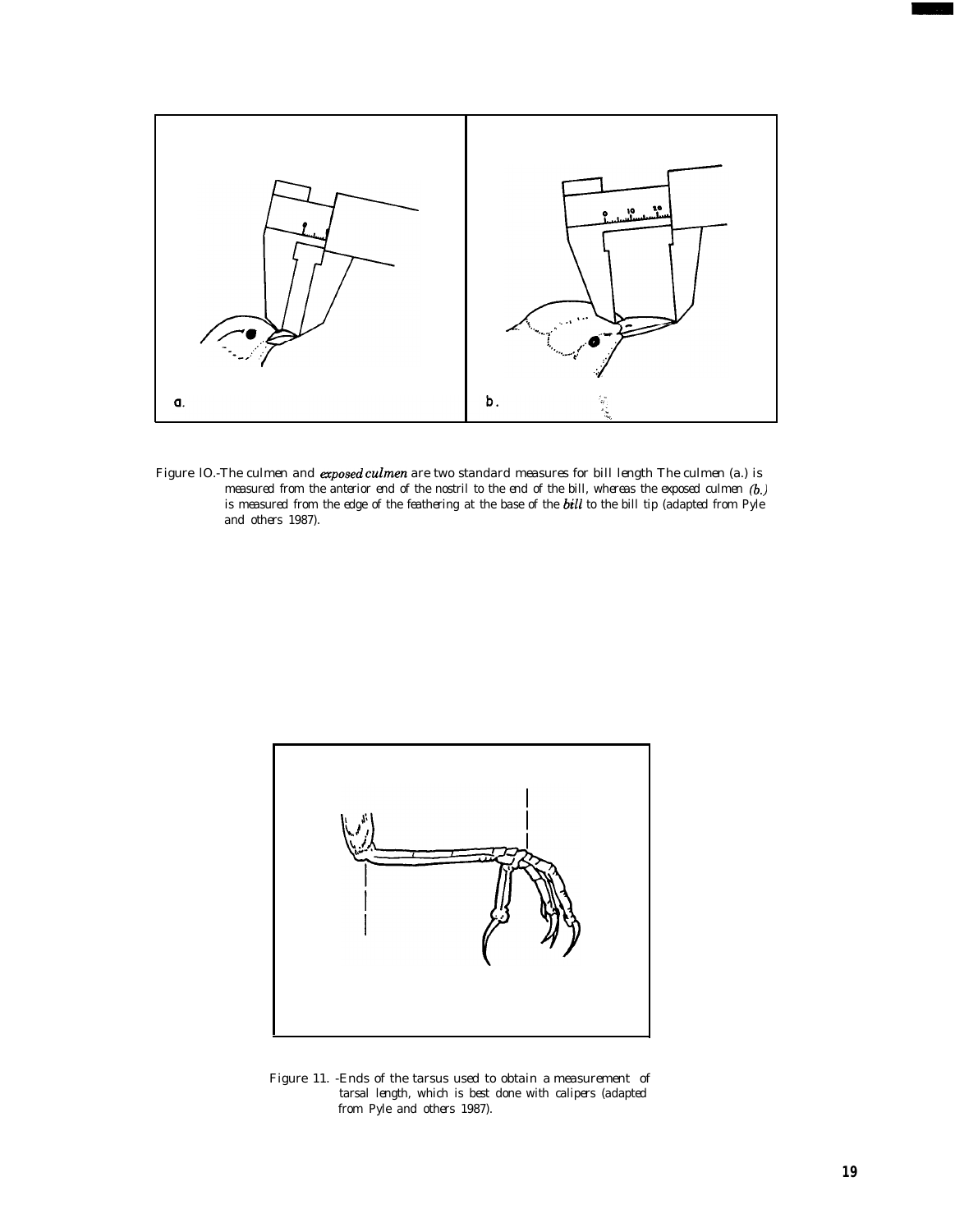Figure 10.-The culmen and *exposed culmen* are two standard measures for bill length The culmen (a.) is measured from the anterior end of the nostril to the end of the bill, whereas the exposed culmen *(b.)* is measured from the edge of the feathering at the base of the *bill* to the bill tip (adapted from Pyle and others 1987).

Figure 11. -Ends of the tarsus used to obtain a measurement of tarsal length, which is best done with calipers (adapted from Pyle and others 1987).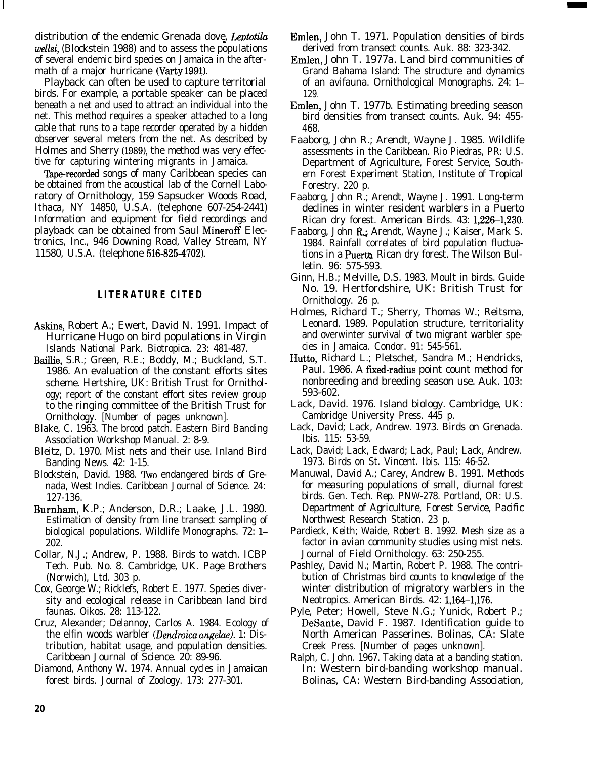distribution of the endemic Grenada dove, *Leptotila wellsi*, (Blockstein 1988) and to assess the populations of several endemic bird species on Jamaica in the aftermath of a major hurricane (Varty 1991).

Playback can often be used to capture territorial birds. For example, a portable speaker can be placed beneath a net and used to attract an individual into the net. This method requires a speaker attached to a long cable that runs to a tape recorder operated by a hidden observer several meters from the net. As described by Holmes and Sherry (1989), the method was very effective for capturing wintering migrants in Jamaica.

Tape-recorded songs of many Caribbean species can be obtained from the acoustical lab of the Cornell Laboratory of Ornithology, 159 Sapsucker Woods Road, Ithaca, NY 14850, U.S.A. (telephone 607-254-2441) Information and equipment for field recordings and playback can be obtained from Saul Mineroff Electronics, Inc., 946 Downing Road, Valley Stream, NY 11580, U.S.A. (telephone 516-825-4702).

## LITERATURE CITED

Askins, Robert A.; Ewert, David N. 1991. Impact of Hurricane Hugo on bird populations in Virgin Islands National Park. Biotropica. 23: 481-487.

Baillie, S.R.; Green, R.E.; Boddy, M.; Buckland, S.T. 1986. An evaluation of the constant efforts sites scheme. Hertshire, UK: British Trust for Ornithology; report of the constant effort sites review group to the ringing committee of the British Trust for Ornithology. [Number of pages unknown].

Blake, C. 1963. The brood patch. Eastern Bird Banding Association Workshop Manual. 2: 8-9.

Bleitz, D. 1970. Mist nets and their use. Inland Bird Banding News. 42: 1-15.

Blockstein, David. 1988. Two endangered birds of Grenada, West Indies. Caribbean Journal of Science. 24: 127-136.

Burnham, K.P.; Anderson, D.R.; Laake, J.L. 1980. Estimation of density from line transect sampling of biological populations. Wildlife Monographs. 72: 1–202.

Collar, N.J.; Andrew, P. 1988. Birds to watch. ICBP Tech. Pub. No. 8. Cambridge, UK. Page Brothers (Norwich), Ltd. 303 p.

Cox, George W.; Ricklefs, Robert E. 1977. Species diversity and ecological release in Caribbean land bird faunas. Oikos. 28: 113-122.

Cruz, Alexander; Delannoy, Carlos A. 1984. Ecology of the elfin woods warbler (*Dendroica angelae*). 1: Distribution, habitat usage, and population densities. Caribbean Journal of Science. 20: 89-96.

Diamond, Anthony W. 1974. Annual cycles in Jamaican forest birds. Journal of Zoology. 173: 277-301.

Emlen, John T. 1971. Population densities of birds derived from transect counts. Auk. 88: 323-342.

Emlen, John T. 1977a. Land bird communities of Grand Bahama Island: The structure and dynamics of an avifauna. Ornithological Monographs. 24: 1–129.

Emlen, John T. 1977b. Estimating breeding season bird densities from transect counts. Auk. 94: 455-468.

Faaborg, John R.; Arendt, Wayne J. 1985. Wildlife assessments in the Caribbean. Rio Piedras, PR: U.S. Department of Agriculture, Forest Service, Southern Forest Experiment Station, Institute of Tropical Forestry. 220 p.

Faaborg, John R.; Arendt, Wayne J. 1991. Long-term declines in winter resident warblers in a Puerto Rican dry forest. American Birds. 43: 1,226–1,230.

Faaborg, John R.; Arendt, Wayne J.; Kaiser, Mark S. 1984. Rainfall correlates of bird population fluctuations in a Puerto Rican dry forest. The Wilson Bulletin. 96: 575-593.

Ginn, H.B.; Melville, D.S. 1983. Moult in birds. Guide No. 19. Hertfordshire, UK: British Trust for Ornithology. 26 p.

Holmes, Richard T.; Sherry, Thomas W.; Reitsma, Leonard. 1989. Population structure, territoriality and overwinter survival of two migrant warbler species in Jamaica. Condor. 91: 545-561.

Hutto, Richard L.; Pletschet, Sandra M.; Hendricks, Paul. 1986. A fixed-radius point count method for nonbreeding and breeding season use. Auk. 103: 593-602.

Lack, David. 1976. Island biology. Cambridge, UK: Cambridge University Press. 445 p.

Lack, David; Lack, Andrew. 1973. Birds on Grenada. Ibis. 115: 53-59.

Lack, David; Lack, Edward; Lack, Paul; Lack, Andrew. 1973. Birds on St. Vincent. Ibis. 115: 46-52.

Manuwal, David A.; Carey, Andrew B. 1991. Methods for measuring populations of small, diurnal forest birds. Gen. Tech. Rep. PNW-278. Portland, OR: U.S. Department of Agriculture, Forest Service, Pacific Northwest Research Station. 23 p.

Pardieck, Keith; Waide, Robert B. 1992. Mesh size as a factor in avian community studies using mist nets. Journal of Field Ornithology. 63: 250-255.

Pashley, David N.; Martin, Robert P. 1988. The contribution of Christmas bird counts to knowledge of the winter distribution of migratory warblers in the Neotropics. American Birds. 42: 1,164–1,176.

Pyle, Peter; Howell, Steve N.G.; Yunick, Robert P.; DeSante, David F. 1987. Identification guide to North American Passerines. Bolinas, CA: Slate Creek Press. [Number of pages unknown].

Ralph, C. John. 1967. Taking data at a banding station. In: Western bird-banding workshop manual. Bolinas, CA: Western Bird-banding Association,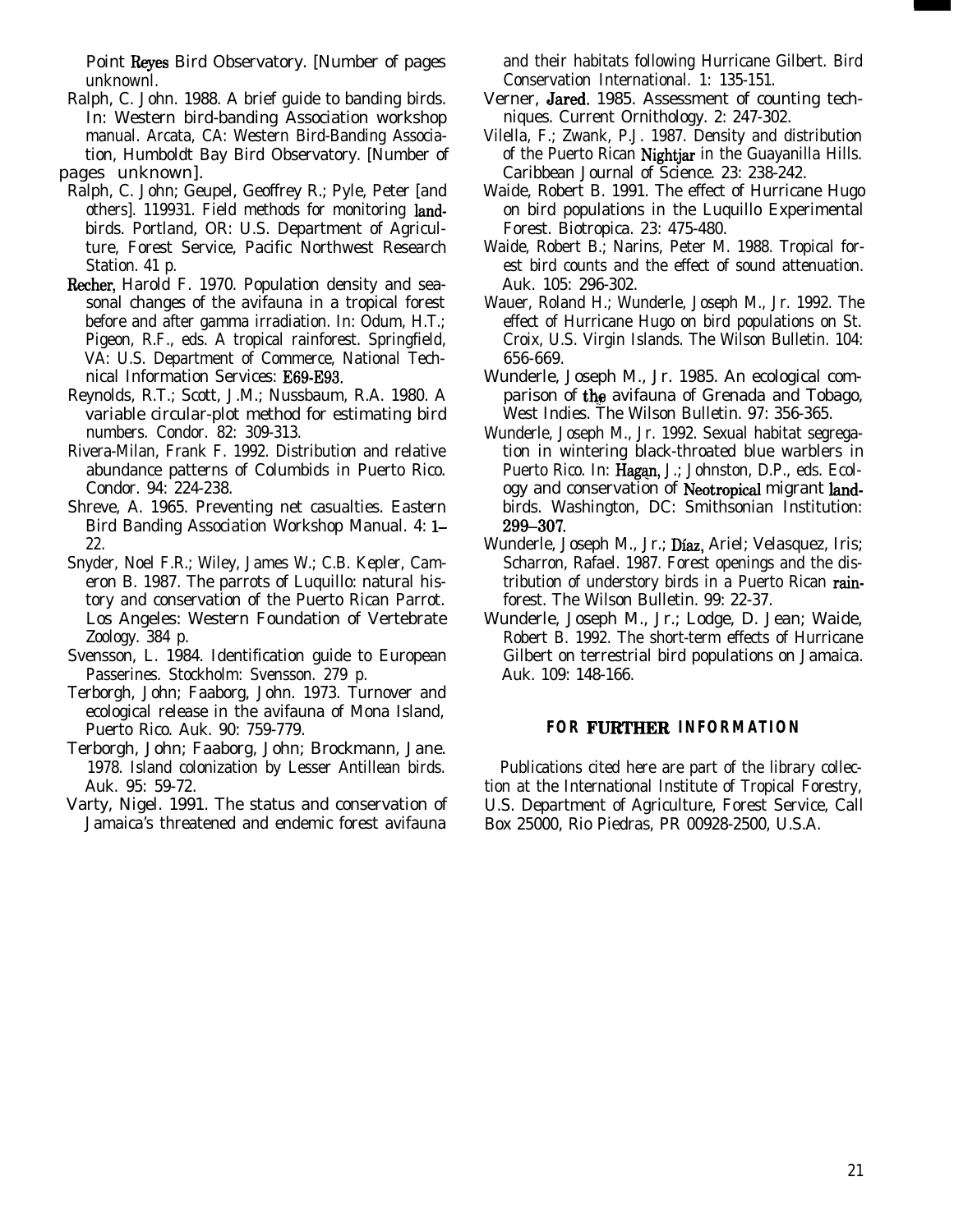Point Reyes Bird Observatory. [Number of pages unknownl.

Ralph, C. John. 1988. A brief guide to banding birds. In: Western bird-banding Association workshop manual. Arcata, CA: Western Bird-Banding Association, Humboldt Bay Bird Observatory. [Number of pages unknown].

Ralph, C. John; Geupel, Geoffrey R.; Pyle, Peter [and others]. 119931. Field methods for monitoring landbirds. Portland, OR: U.S. Department of Agriculture, Forest Service, Pacific Northwest Research Station. 41 p.

Recher, Harold F. 1970. Population density and seasonal changes of the avifauna in a tropical forest before and after gamma irradiation. In: Odum, H.T.; Pigeon, R.F., eds. A tropical rainforest. Springfield, VA: U.S. Department of Commerce, National Technical Information Services: E69-E93.

Reynolds, R.T.; Scott, J.M.; Nussbaum, R.A. 1980. A variable circular-plot method for estimating bird numbers. Condor. 82: 309-313.

Rivera-Milan, Frank F. 1992. Distribution and relative abundance patterns of Columbids in Puerto Rico. Condor. 94: 224-238.

Shreve, A. 1965. Preventing net casualties. Eastern Bird Banding Association Workshop Manual. 4: 1–22.

Snyder, Noel F.R.; Wiley, James W.; C.B. Kepler, Cameron B. 1987. The parrots of Luquillo: natural history and conservation of the Puerto Rican Parrot. Los Angeles: Western Foundation of Vertebrate Zoology. 384 p.

Svensson, L. 1984. Identification guide to European Passerines. Stockholm: Svensson. 279 p.

Terborgh, John; Faaborg, John. 1973. Turnover and ecological release in the avifauna of Mona Island, Puerto Rico. Auk. 90: 759-779.

Terborgh, John; Faaborg, John; Brockmann, Jane. 1978. Island colonization by Lesser Antillean birds. Auk. 95: 59-72.

Varty, Nigel. 1991. The status and conservation of Jamaica's threatened and endemic forest avifauna and their habitats following Hurricane Gilbert. Bird Conservation International. 1: 135-151.

Verner, Jared. 1985. Assessment of counting techniques. Current Ornithology. 2: 247-302.

Vilella, F.; Zwank, P.J. 1987. Density and distribution of the Puerto Rican Nightjar in the Guayanilla Hills. Caribbean Journal of Science. 23: 238-242.

Waide, Robert B. 1991. The effect of Hurricane Hugo on bird populations in the Luquillo Experimental Forest. Biotropica. 23: 475-480.

Waide, Robert B.; Narins, Peter M. 1988. Tropical forest bird counts and the effect of sound attenuation. Auk. 105: 296-302.

Wauer, Roland H.; Wunderle, Joseph M., Jr. 1992. The effect of Hurricane Hugo on bird populations on St. Croix, U.S. Virgin Islands. The Wilson Bulletin. 104: 656-669.

Wunderle, Joseph M., Jr. 1985. An ecological comparison of the avifauna of Grenada and Tobago, West Indies. The Wilson Bulletin. 97: 356-365.

Wunderle, Joseph M., Jr. 1992. Sexual habitat segregation in wintering black-throated blue warblers in Puerto Rico. In: Hagan, J.; Johnston, D.P., eds. Ecology and conservation of Neotropical migrant landbirds. Washington, DC: Smithsonian Institution: 299–307.

Wunderle, Joseph M., Jr.; Díaz, Ariel; Velasquez, Iris; Scharron, Rafael. 1987. Forest openings and the distribution of understory birds in a Puerto Rican rainforest. The Wilson Bulletin. 99: 22-37.

Wunderle, Joseph M., Jr.; Lodge, D. Jean; Waide, Robert B. 1992. The short-term effects of Hurricane Gilbert on terrestrial bird populations on Jamaica. Auk. 109: 148-166.

## FOR FURTHER INFORMATION

Publications cited here are part of the library collection at the International Institute of Tropical Forestry, U.S. Department of Agriculture, Forest Service, Call Box 25000, Rio Piedras, PR 00928-2500, U.S.A.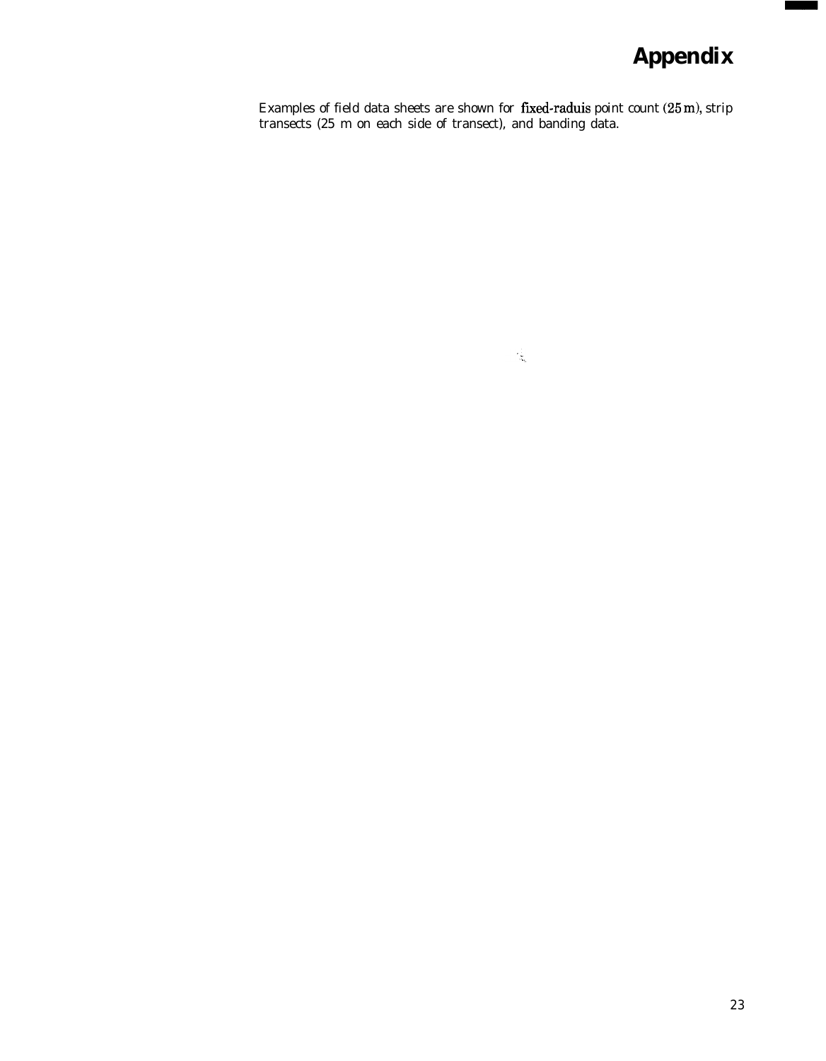# Appendix

Examples of field data sheets are shown for fixed-raduis point count (25 m), strip transects (25 m on each side of transect), and banding data.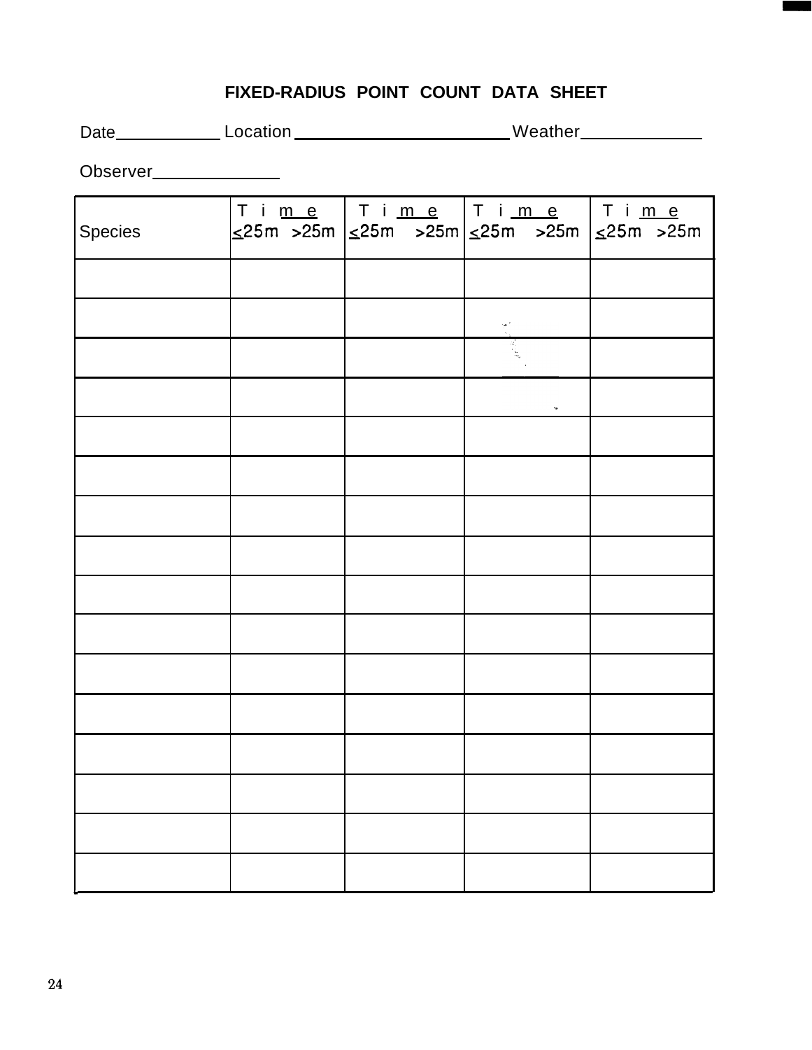# FIXED-RADIUS POINT COUNT DATA SHEET

Date\_\_\_\_\_\_\_\_\_\_\_ Location\_\_\_\_\_\_\_\_\_\_\_\_\_\_\_\_\_\_\_\_\_\_\_ Weather\_\_\_\_\_\_\_\_\_\_\_\_\_

Observer\_\_\_\_\_\_\_\_\_\_\_\_\_

| Species | Time ≤25m >25m | Time ≤25m >25m | Time ≤25m >25m | Time ≤25m >25m |
|---|---|---|---|---|
| | | | | |
| | | | | |
| | | | | |
| | | | | |
| | | | | |
| | | | | |
| | | | | |
| | | | | |
| | | | | |
| | | | | |
| | | | | |
| | | | | |
| | | | | |
| | | | | |
| | | | | |
| | | | | |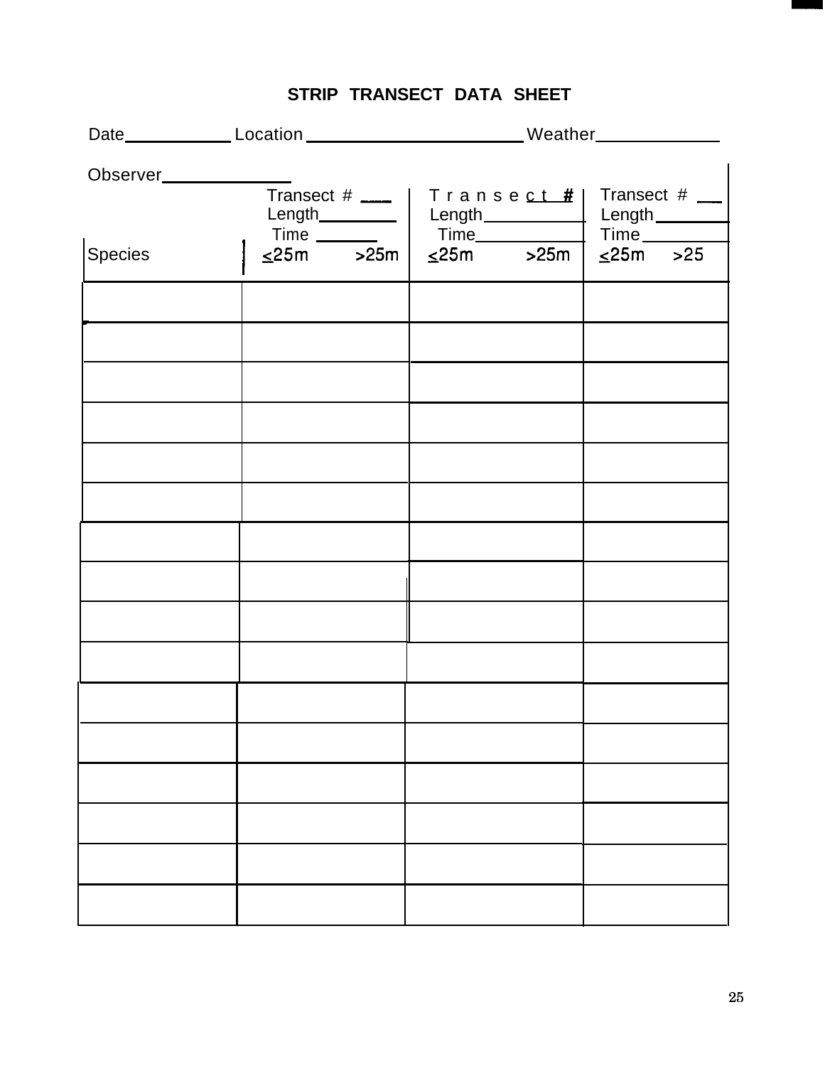# STRIP TRANSECT DATA SHEET

Date\_\_\_\_\_\_\_\_\_\_ Location\_\_\_\_\_\_\_\_\_\_\_\_\_\_\_\_\_\_\_\_ Weather\_\_\_\_\_\_\_\_\_\_\_\_

Observer\_\_\_\_\_\_\_\_\_\_\_\_

| | Transect # \_\_\_ Length\_\_\_\_\_\_\_ Time \_\_\_\_\_\_ | Transect # Length\_\_\_\_\_\_\_\_\_ Time\_\_\_\_\_\_\_\_\_\_ | Transect # \_\_ Length\_\_\_\_\_\_\_ Time\_\_\_\_\_\_\_\_ |
|---|---|---|---|
| Species | <25m >25m | <25m >25m | <25m >25 |
| | | | |
| | | | |
| | | | |
| | | | |
| | | | |
| | | | |
| | | | |
| | | | |
| | | | |
| | | | |
| | | | |
| | | | |
| | | | |
| | | | |
| | | | |
| | | | |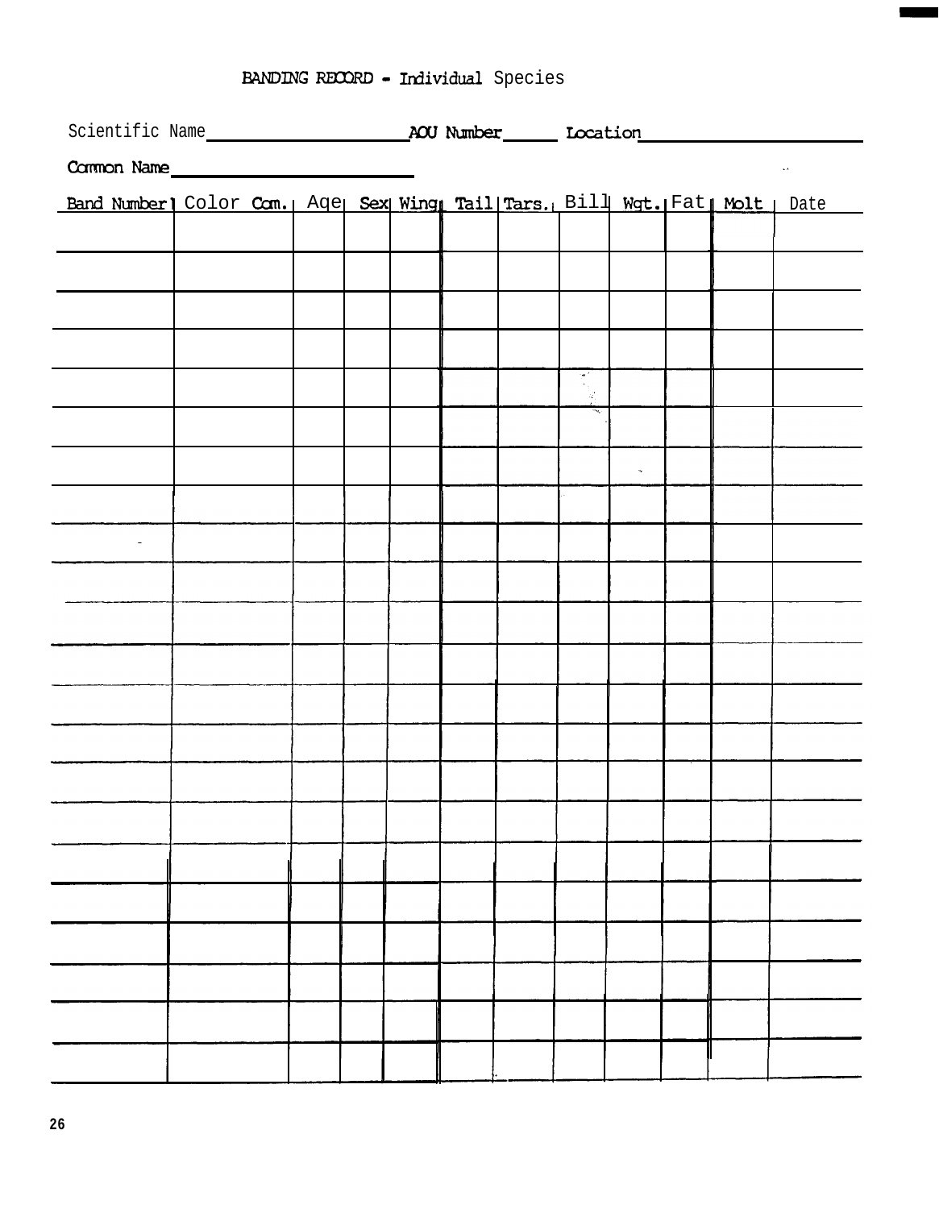# BANDING RECORD - Individual Species

Scientific Name ____________________ AOU Number _____ Location ____________________

Common Name ________________________

| Band Number | Color Com. | Age | Sex | Wing | Tail | Tars. | Bill | Wgt. | Fat | Molt | Date |
|---|---|---|---|---|---|---|---|---|---|---|---|
| | | | | | | | | | | | |
| | | | | | | | | | | | |
| | | | | | | | | | | | |
| | | | | | | | | | | | |
| | | | | | | | | | | | |
| | | | | | | | | | | | |
| | | | | | | | | | | | |
| | | | | | | | | | | | |
| | | | | | | | | | | | |
| | | | | | | | | | | | |
| | | | | | | | | | | | |
| | | | | | | | | | | | |
| | | | | | | | | | | | |
| | | | | | | | | | | | |
| | | | | | | | | | | | |
| | | | | | | | | | | | |
| | | | | | | | | | | | |
| | | | | | | | | | | | |
| | | | | | | | | | | | |
| | | | | | | | | | | | |
| | | | | | | | | | | | |
| | | | | | | | | | | | |
| | | | | | | | | | | | |
| | | | | | | | | | | | |
| | | | | | | | | | | | |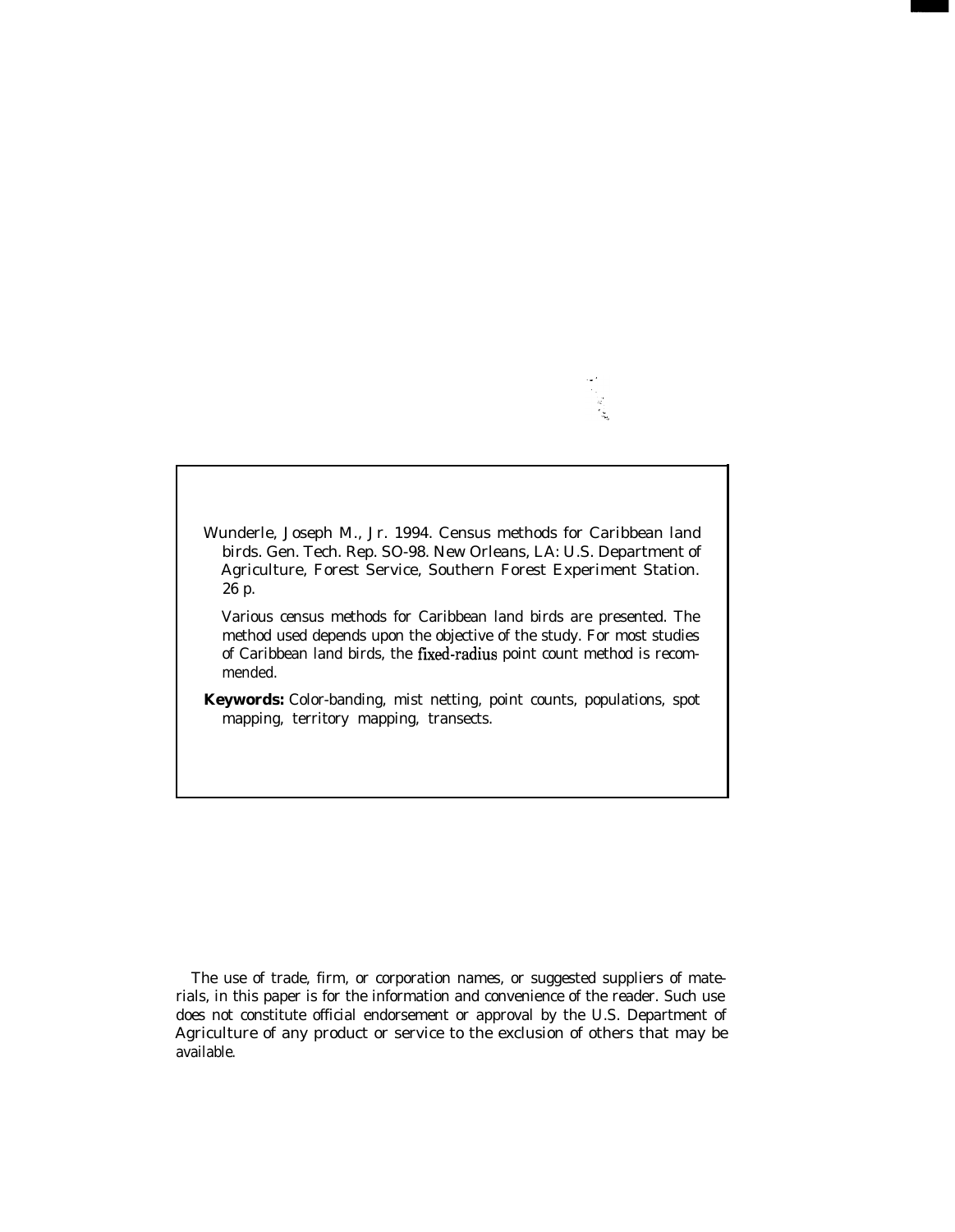Wunderle, Joseph M., Jr. 1994. Census methods for Caribbean land birds. Gen. Tech. Rep. SO-98. New Orleans, LA: U.S. Department of Agriculture, Forest Service, Southern Forest Experiment Station. 26 p.

Various census methods for Caribbean land birds are presented. The method used depends upon the objective of the study. For most studies of Caribbean land birds, the fixed-radius point count method is recommended.

**Keywords:** Color-banding, mist netting, point counts, populations, spot mapping, territory mapping, transects.

The use of trade, firm, or corporation names, or suggested suppliers of materials, in this paper is for the information and convenience of the reader. Such use does not constitute official endorsement or approval by the U.S. Department of Agriculture of any product or service to the exclusion of others that may be available.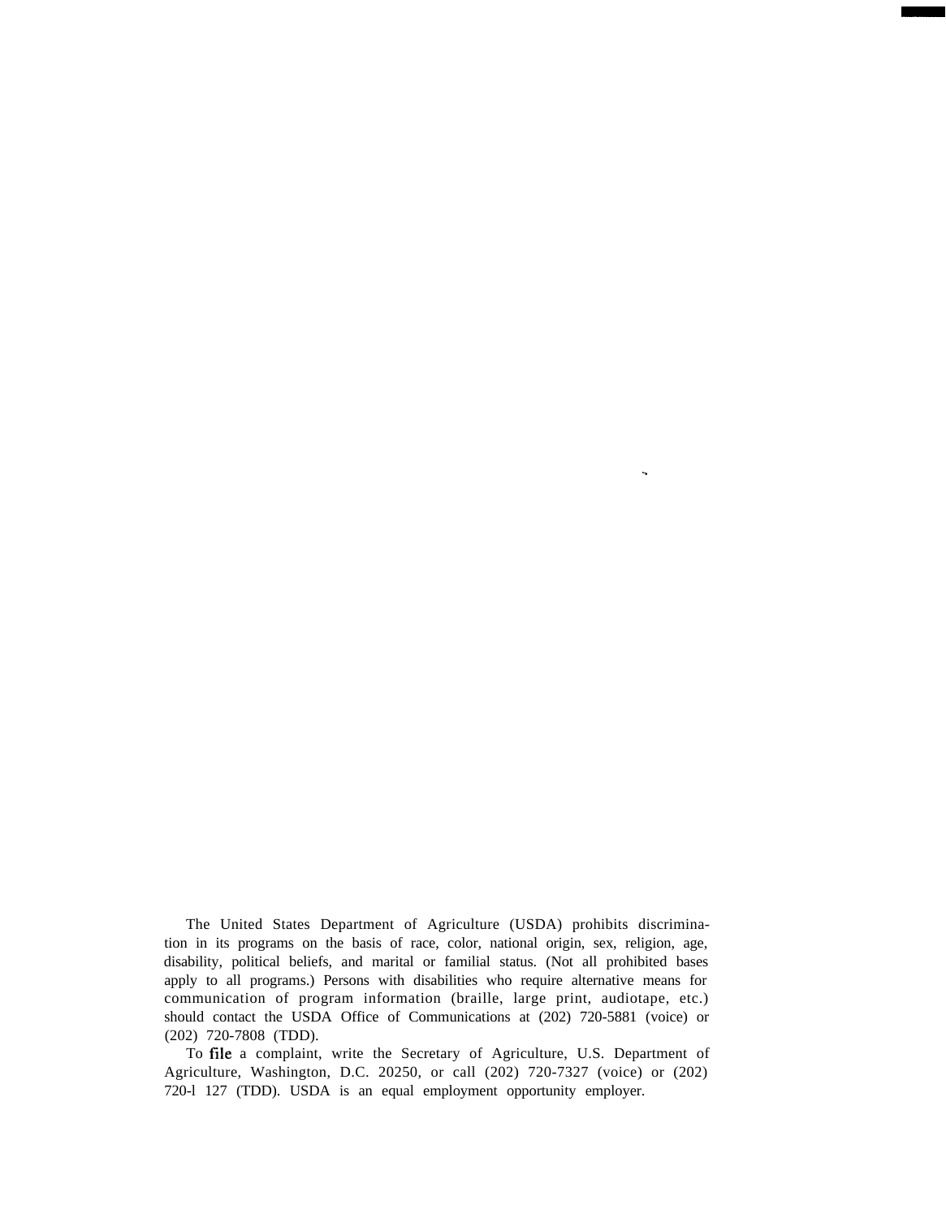The United States Department of Agriculture (USDA) prohibits discrimination in its programs on the basis of race, color, national origin, sex, religion, age, disability, political beliefs, and marital or familial status. (Not all prohibited bases apply to all programs.) Persons with disabilities who require alternative means for communication of program information (braille, large print, audiotape, etc.) should contact the USDA Office of Communications at (202) 720-5881 (voice) or (202) 720-7808 (TDD).

To file a complaint, write the Secretary of Agriculture, U.S. Department of Agriculture, Washington, D.C. 20250, or call (202) 720-7327 (voice) or (202) 720-l 127 (TDD). USDA is an equal employment opportunity employer.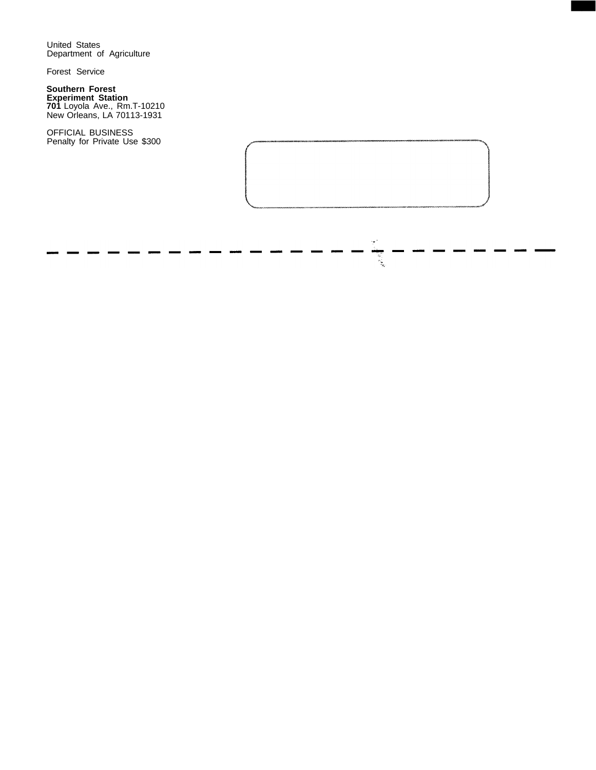United States
Department of Agriculture

Forest Service

**Southern Forest**
**Experiment Station**
**701** Loyola Ave., Rm.T-10210
New Orleans, LA 70113-1931

OFFICIAL BUSINESS
Penalty for Private Use $300